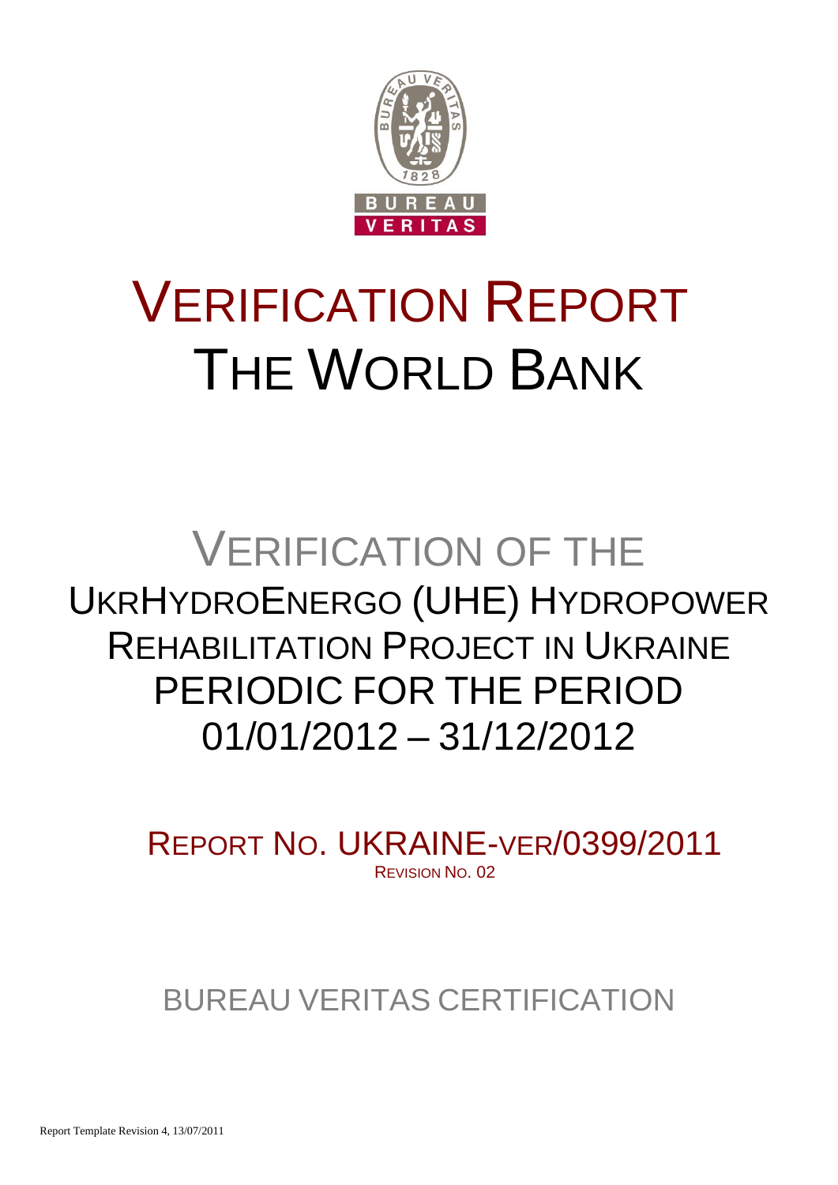# VERIFICATION REPORT
# THE WORLD BANK

## VERIFICATION OF THE UKRHYDROENERGO (UHE) HYDROPOWER REHABILITATION PROJECT IN UKRAINE PERIODIC FOR THE PERIOD 01/01/2012 – 31/12/2012

REPORT NO. UKRAINE-VER/0399/2011
REVISION NO. 02

BUREAU VERITAS CERTIFICATION

Report Template Revision 4, 13/07/2011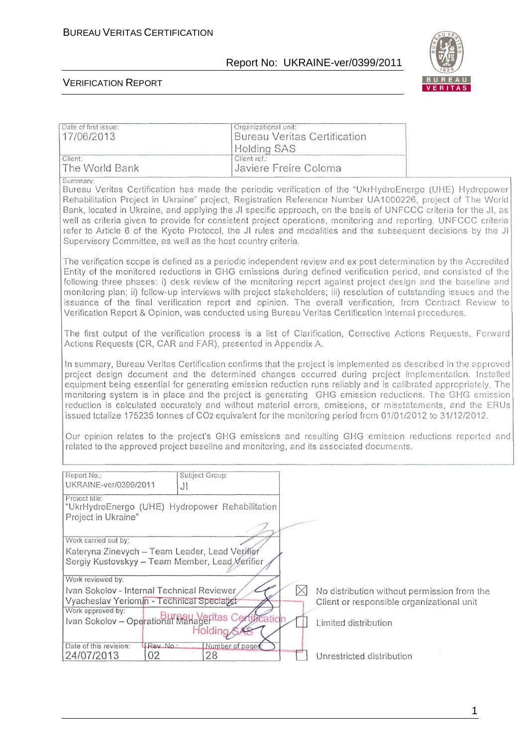| Date of first issue: 17/06/2013 | Organizational unit: Bureau Veritas Certification Holding SAS |
| --- | --- |
| Client: The World Bank | Client ref.: Javiere Freire Coloma |

Summary:

Bureau Veritas Certification has made the periodic verification of the "UkrHydroEnergo (UHE) Hydropower Rehabilitation Project in Ukraine" project, Registration Reference Number UA1000226, project of The World Bank, located in Ukraine, and applying the JI specific approach, on the basis of UNFCCC criteria for the JI, as well as criteria given to provide for consistent project operations, monitoring and reporting. UNFCCC criteria refer to Article 6 of the Kyoto Protocol, the JI rules and modalities and the subsequent decisions by the JI Supervisory Committee, as well as the host country criteria.

The verification scope is defined as a periodic independent review and ex post determination by the Accredited Entity of the monitored reductions in GHG emissions during defined verification period, and consisted of the following three phases: i) desk review of the monitoring report against project design and the baseline and monitoring plan; ii) follow-up interviews with project stakeholders; iii) resolution of outstanding issues and the issuance of the final verification report and opinion. The overall verification, from Contract Review to Verification Report & Opinion, was conducted using Bureau Veritas Certification internal procedures.

The first output of the verification process is a list of Clarification, Corrective Actions Requests, Forward Actions Requests (CR, CAR and FAR), presented in Appendix A.

In summary, Bureau Veritas Certification confirms that the project is implemented as described in the approved project design document and the determined changes occurred during project implementation. Installed equipment being essential for generating emission reduction runs reliably and is calibrated appropriately. The monitoring system is in place and the project is generating GHG emission reductions. The GHG emission reduction is calculated accurately and without material errors, omissions, or misstatements, and the ERUs issued totalize 175235 tonnes of $CO_2$ equivalent for the monitoring period from 01/01/2012 to 31/12/2012.

Our opinion relates to the project's GHG emissions and resulting GHG emission reductions reported and related to the approved project baseline and monitoring, and its associated documents.

| Report No.: UKRAINE-ver/0399/2011 | Subject Group: JI | |
| --- | --- | --- |
| Project title: "UkrHydroEnergo (UHE) Hydropower Rehabilitation Project in Ukraine" | | |
| Work carried out by: Kateryna Zinevych – Team Leader, Lead Verifier; Sergiy Kustovskyy – Team Member, Lead Verifier | | |
| Work reviewed by: Ivan Sokolov - Internal Technical Reviewer; Vyacheslav Yeriomin - Technical Specialist | | |
| Work approved by: Ivan Sokolov – Operational Manager | | |
| Date of this revision: 24/07/2013 | Rev. No.: 02 | Number of pages: 28 |

☒ No distribution without permission from the Client or responsible organizational unit

☐ Limited distribution

☐ Unrestricted distribution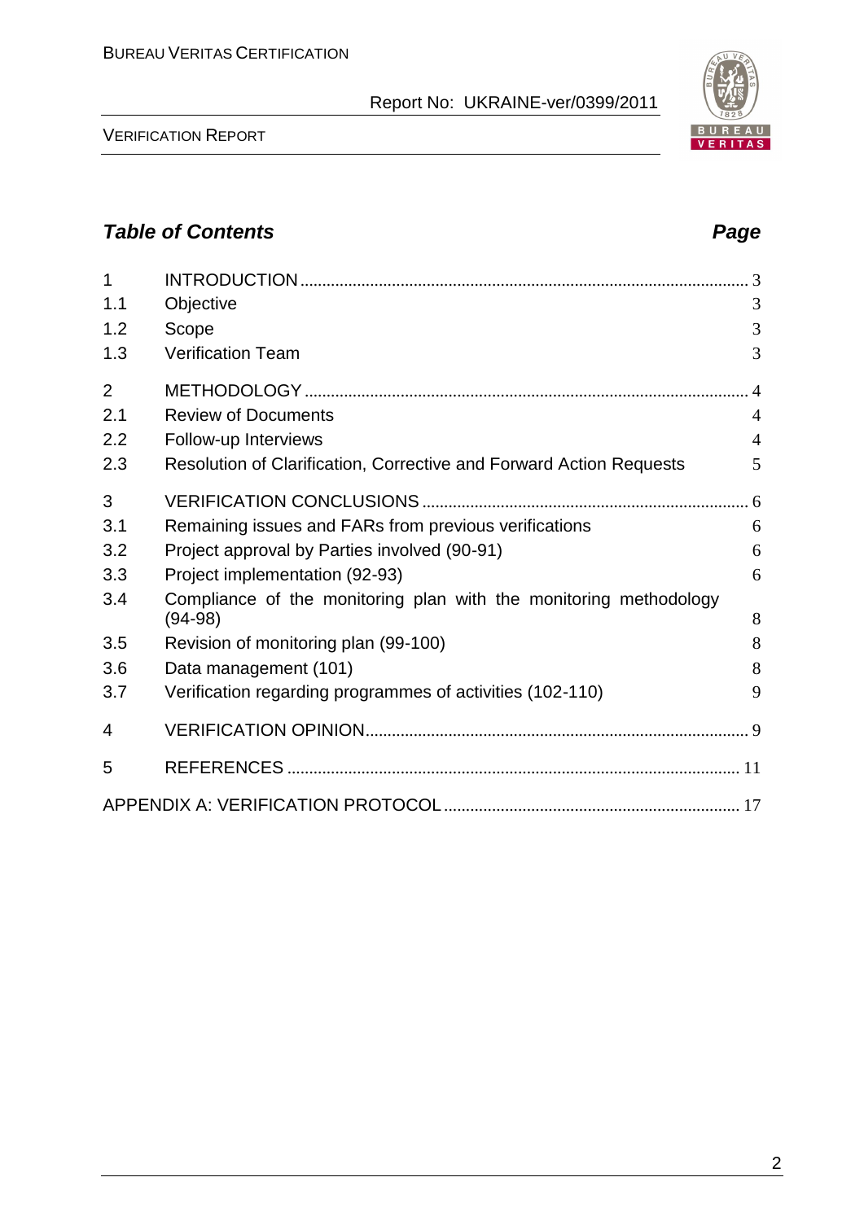## Table of Contents

| | | Page |
|---|---|---|
| 1 | INTRODUCTION | 3 |
| 1.1 | Objective | 3 |
| 1.2 | Scope | 3 |
| 1.3 | Verification Team | 3 |
| 2 | METHODOLOGY | 4 |
| 2.1 | Review of Documents | 4 |
| 2.2 | Follow-up Interviews | 4 |
| 2.3 | Resolution of Clarification, Corrective and Forward Action Requests | 5 |
| 3 | VERIFICATION CONCLUSIONS | 6 |
| 3.1 | Remaining issues and FARs from previous verifications | 6 |
| 3.2 | Project approval by Parties involved (90-91) | 6 |
| 3.3 | Project implementation (92-93) | 6 |
| 3.4 | Compliance of the monitoring plan with the monitoring methodology (94-98) | 8 |
| 3.5 | Revision of monitoring plan (99-100) | 8 |
| 3.6 | Data management (101) | 8 |
| 3.7 | Verification regarding programmes of activities (102-110) | 9 |
| 4 | VERIFICATION OPINION | 9 |
| 5 | REFERENCES | 11 |
| | APPENDIX A: VERIFICATION PROTOCOL | 17 |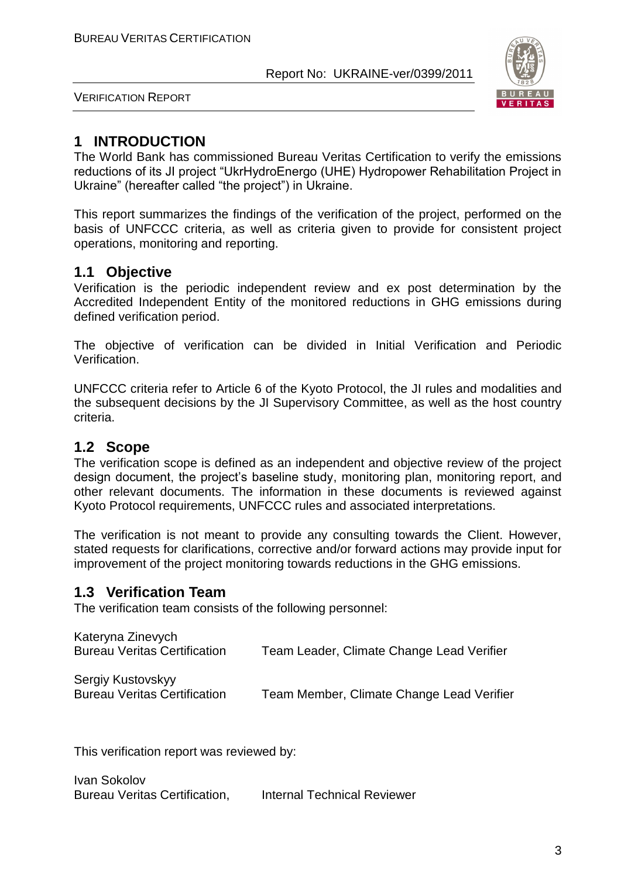# 1 INTRODUCTION

The World Bank has commissioned Bureau Veritas Certification to verify the emissions reductions of its JI project "UkrHydroEnergo (UHE) Hydropower Rehabilitation Project in Ukraine" (hereafter called "the project") in Ukraine.

This report summarizes the findings of the verification of the project, performed on the basis of UNFCCC criteria, as well as criteria given to provide for consistent project operations, monitoring and reporting.

## 1.1 Objective

Verification is the periodic independent review and ex post determination by the Accredited Independent Entity of the monitored reductions in GHG emissions during defined verification period.

The objective of verification can be divided in Initial Verification and Periodic Verification.

UNFCCC criteria refer to Article 6 of the Kyoto Protocol, the JI rules and modalities and the subsequent decisions by the JI Supervisory Committee, as well as the host country criteria.

## 1.2 Scope

The verification scope is defined as an independent and objective review of the project design document, the project's baseline study, monitoring plan, monitoring report, and other relevant documents. The information in these documents is reviewed against Kyoto Protocol requirements, UNFCCC rules and associated interpretations.

The verification is not meant to provide any consulting towards the Client. However, stated requests for clarifications, corrective and/or forward actions may provide input for improvement of the project monitoring towards reductions in the GHG emissions.

## 1.3 Verification Team

The verification team consists of the following personnel:

Kateryna Zinevych
Bureau Veritas Certification — Team Leader, Climate Change Lead Verifier

Sergiy Kustovskyy
Bureau Veritas Certification — Team Member, Climate Change Lead Verifier

This verification report was reviewed by:

Ivan Sokolov
Bureau Veritas Certification, — Internal Technical Reviewer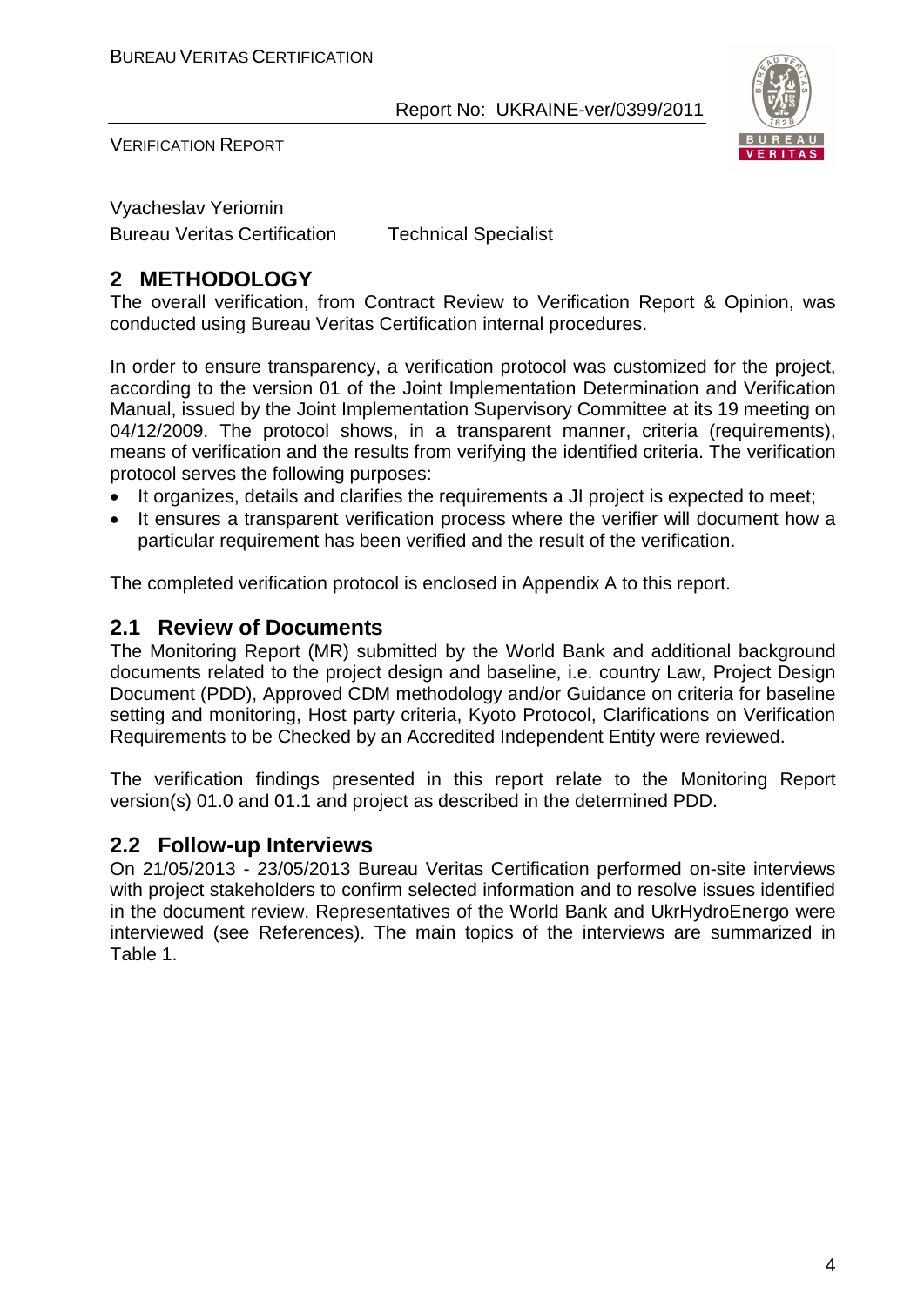Vyacheslav Yeriomin

Bureau Veritas Certification Technical Specialist

## 2 METHODOLOGY

The overall verification, from Contract Review to Verification Report & Opinion, was conducted using Bureau Veritas Certification internal procedures.

In order to ensure transparency, a verification protocol was customized for the project, according to the version 01 of the Joint Implementation Determination and Verification Manual, issued by the Joint Implementation Supervisory Committee at its 19 meeting on 04/12/2009. The protocol shows, in a transparent manner, criteria (requirements), means of verification and the results from verifying the identified criteria. The verification protocol serves the following purposes:

- It organizes, details and clarifies the requirements a JI project is expected to meet;
- It ensures a transparent verification process where the verifier will document how a particular requirement has been verified and the result of the verification.

The completed verification protocol is enclosed in Appendix A to this report.

### 2.1 Review of Documents

The Monitoring Report (MR) submitted by the World Bank and additional background documents related to the project design and baseline, i.e. country Law, Project Design Document (PDD), Approved CDM methodology and/or Guidance on criteria for baseline setting and monitoring, Host party criteria, Kyoto Protocol, Clarifications on Verification Requirements to be Checked by an Accredited Independent Entity were reviewed.

The verification findings presented in this report relate to the Monitoring Report version(s) 01.0 and 01.1 and project as described in the determined PDD.

### 2.2 Follow-up Interviews

On 21/05/2013 - 23/05/2013 Bureau Veritas Certification performed on-site interviews with project stakeholders to confirm selected information and to resolve issues identified in the document review. Representatives of the World Bank and UkrHydroEnergo were interviewed (see References). The main topics of the interviews are summarized in Table 1.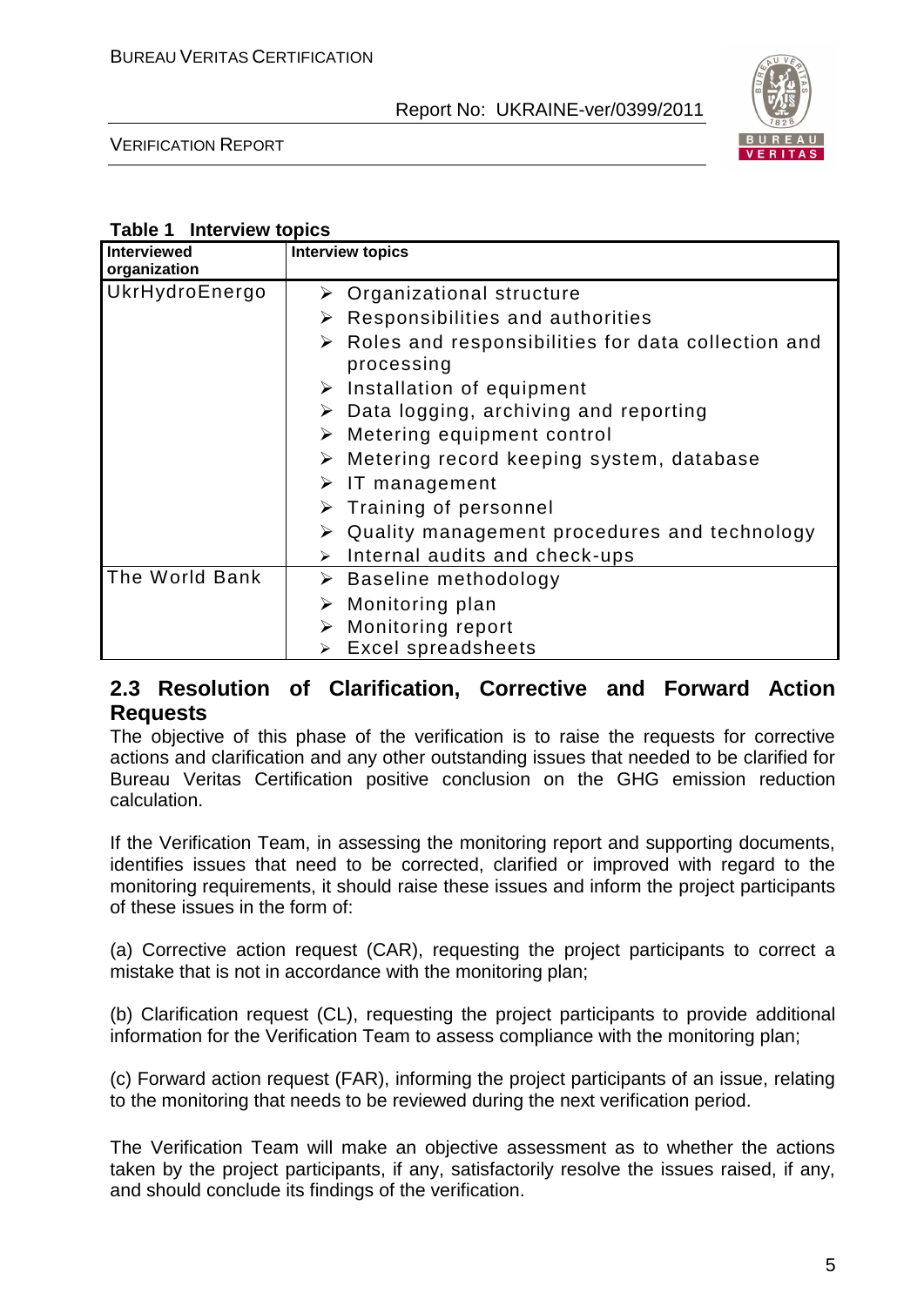**Table 1 Interview topics**

| Interviewed organization | Interview topics |
|---|---|
| UkrHydroEnergo | ➢ Organizational structure<br>➢ Responsibilities and authorities<br>➢ Roles and responsibilities for data collection and processing<br>➢ Installation of equipment<br>➢ Data logging, archiving and reporting<br>➢ Metering equipment control<br>➢ Metering record keeping system, database<br>➢ IT management<br>➢ Training of personnel<br>➢ Quality management procedures and technology<br>➢ Internal audits and check-ups |
| The World Bank | ➢ Baseline methodology<br>➢ Monitoring plan<br>➢ Monitoring report<br>➢ Excel spreadsheets |

## 2.3 Resolution of Clarification, Corrective and Forward Action Requests

The objective of this phase of the verification is to raise the requests for corrective actions and clarification and any other outstanding issues that needed to be clarified for Bureau Veritas Certification positive conclusion on the GHG emission reduction calculation.

If the Verification Team, in assessing the monitoring report and supporting documents, identifies issues that need to be corrected, clarified or improved with regard to the monitoring requirements, it should raise these issues and inform the project participants of these issues in the form of:

(a) Corrective action request (CAR), requesting the project participants to correct a mistake that is not in accordance with the monitoring plan;

(b) Clarification request (CL), requesting the project participants to provide additional information for the Verification Team to assess compliance with the monitoring plan;

(c) Forward action request (FAR), informing the project participants of an issue, relating to the monitoring that needs to be reviewed during the next verification period.

The Verification Team will make an objective assessment as to whether the actions taken by the project participants, if any, satisfactorily resolve the issues raised, if any, and should conclude its findings of the verification.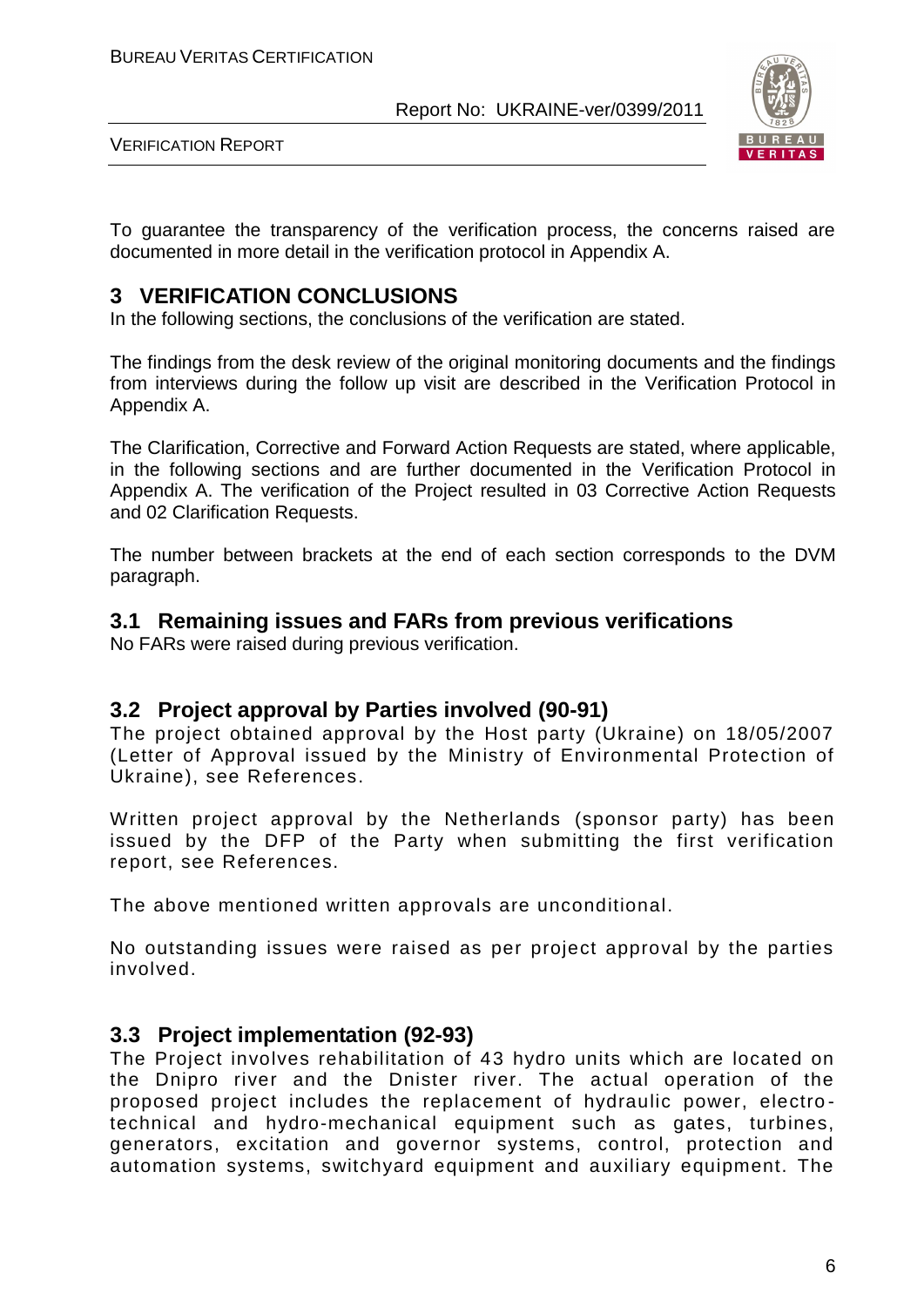To guarantee the transparency of the verification process, the concerns raised are documented in more detail in the verification protocol in Appendix A.

# 3 VERIFICATION CONCLUSIONS

In the following sections, the conclusions of the verification are stated.

The findings from the desk review of the original monitoring documents and the findings from interviews during the follow up visit are described in the Verification Protocol in Appendix A.

The Clarification, Corrective and Forward Action Requests are stated, where applicable, in the following sections and are further documented in the Verification Protocol in Appendix A. The verification of the Project resulted in 03 Corrective Action Requests and 02 Clarification Requests.

The number between brackets at the end of each section corresponds to the DVM paragraph.

## 3.1 Remaining issues and FARs from previous verifications

No FARs were raised during previous verification.

## 3.2 Project approval by Parties involved (90-91)

The project obtained approval by the Host party (Ukraine) on 18/05/2007 (Letter of Approval issued by the Ministry of Environmental Protection of Ukraine), see References.

Written project approval by the Netherlands (sponsor party) has been issued by the DFP of the Party when submitting the first verification report, see References.

The above mentioned written approvals are unconditional.

No outstanding issues were raised as per project approval by the parties involved.

## 3.3 Project implementation (92-93)

The Project involves rehabilitation of 43 hydro units which are located on the Dnipro river and the Dnister river. The actual operation of the proposed project includes the replacement of hydraulic power, electro-technical and hydro-mechanical equipment such as gates, turbines, generators, excitation and governor systems, control, protection and automation systems, switchyard equipment and auxiliary equipment. The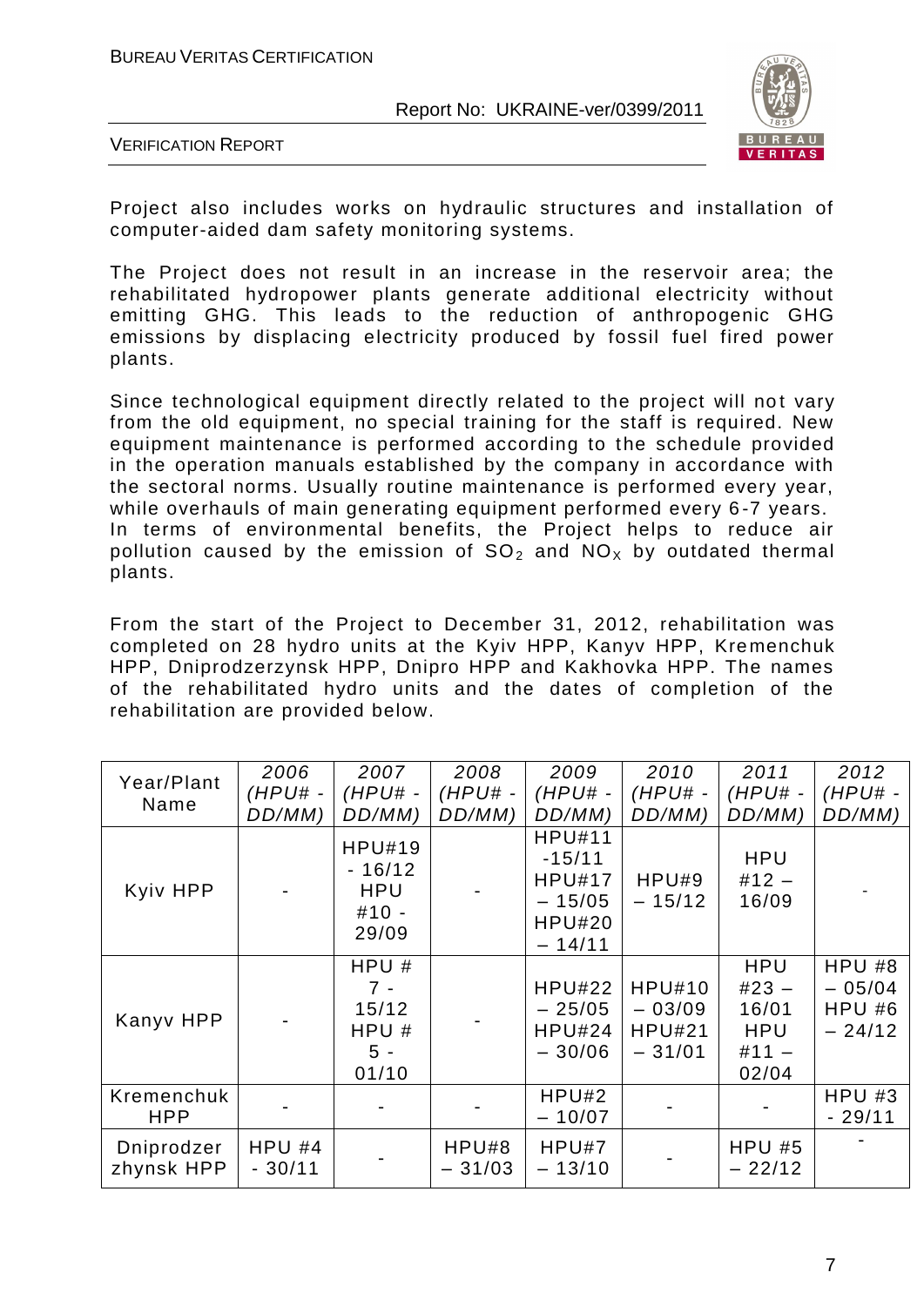Project also includes works on hydraulic structures and installation of computer-aided dam safety monitoring systems.

The Project does not result in an increase in the reservoir area; the rehabilitated hydropower plants generate additional electricity without emitting GHG. This leads to the reduction of anthropogenic GHG emissions by displacing electricity produced by fossil fuel fired power plants.

Since technological equipment directly related to the project will not vary from the old equipment, no special training for the staff is required. New equipment maintenance is performed according to the schedule provided in the operation manuals established by the company in accordance with the sectoral norms. Usually routine maintenance is performed every year, while overhauls of main generating equipment performed every 6-7 years. In terms of environmental benefits, the Project helps to reduce air pollution caused by the emission of $SO_2$ and $NO_X$ by outdated thermal plants.

From the start of the Project to December 31, 2012, rehabilitation was completed on 28 hydro units at the Kyiv HPP, Kanyv HPP, Kremenchuk HPP, Dniprodzerzynsk HPP, Dnipro HPP and Kakhovka HPP. The names of the rehabilitated hydro units and the dates of completion of the rehabilitation are provided below.

| Year/Plant Name | *2006 (HPU# - DD/MM)* | *2007 (HPU# - DD/MM)* | *2008 (HPU# - DD/MM)* | *2009 (HPU# - DD/MM)* | *2010 (HPU# - DD/MM)* | *2011 (HPU# - DD/MM)* | *2012 (HPU# - DD/MM)* |
|---|---|---|---|---|---|---|---|
| Kyiv HPP | - | HPU#19 - 16/12 HPU #10 - 29/09 | - | HPU#11 -15/11 HPU#17 – 15/05 HPU#20 – 14/11 | HPU#9 – 15/12 | HPU #12 – 16/09 | - |
| Kanyv HPP | - | HPU # 7 - 15/12 HPU # 5 - 01/10 | - | HPU#22 – 25/05 HPU#24 – 30/06 | HPU#10 – 03/09 HPU#21 – 31/01 | HPU #23 – 16/01 HPU #11 – 02/04 | HPU #8 – 05/04 HPU #6 – 24/12 |
| Kremenchuk HPP | - | - | - | HPU#2 – 10/07 | - | - | HPU #3 - 29/11 |
| Dniprodzerzhynsk HPP | HPU #4 - 30/11 | - | HPU#8 – 31/03 | HPU#7 – 13/10 | - | HPU #5 – 22/12 | - |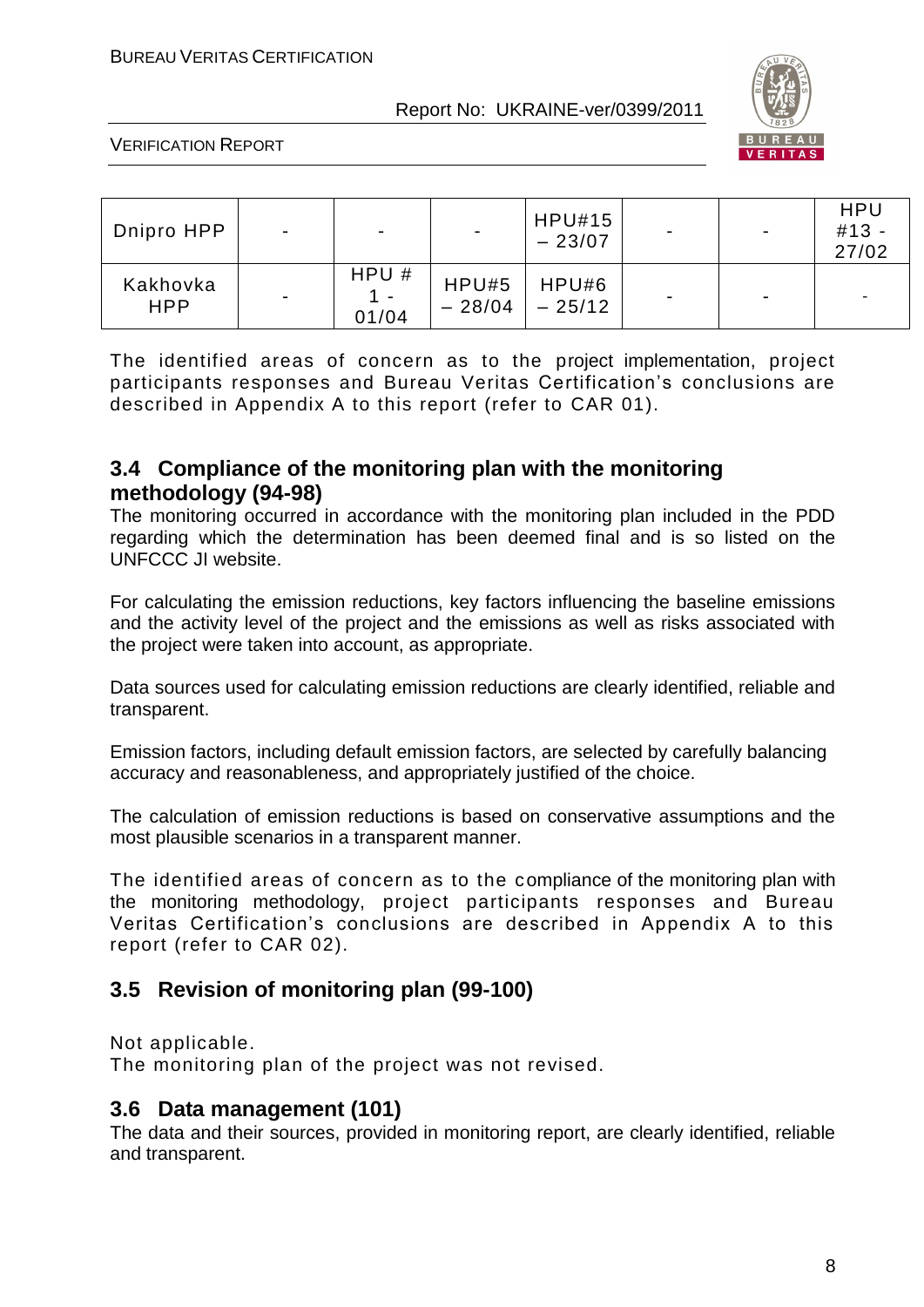| Dnipro HPP | - | - | - | HPU#15 – 23/07 | - | - | HPU #13 - 27/02 |
|---|---|---|---|---|---|---|---|
| Kakhovka HPP | - | HPU # 1 - 01/04 | HPU#5 – 28/04 | HPU#6 – 25/12 | - | - | - |

The identified areas of concern as to the project implementation, project participants responses and Bureau Veritas Certification's conclusions are described in Appendix A to this report (refer to CAR 01).

## 3.4 Compliance of the monitoring plan with the monitoring methodology (94-98)

The monitoring occurred in accordance with the monitoring plan included in the PDD regarding which the determination has been deemed final and is so listed on the UNFCCC JI website.

For calculating the emission reductions, key factors influencing the baseline emissions and the activity level of the project and the emissions as well as risks associated with the project were taken into account, as appropriate.

Data sources used for calculating emission reductions are clearly identified, reliable and transparent.

Emission factors, including default emission factors, are selected by carefully balancing accuracy and reasonableness, and appropriately justified of the choice.

The calculation of emission reductions is based on conservative assumptions and the most plausible scenarios in a transparent manner.

The identified areas of concern as to the compliance of the monitoring plan with the monitoring methodology, project participants responses and Bureau Veritas Certification's conclusions are described in Appendix A to this report (refer to CAR 02).

## 3.5 Revision of monitoring plan (99-100)

Not applicable.
The monitoring plan of the project was not revised.

## 3.6 Data management (101)

The data and their sources, provided in monitoring report, are clearly identified, reliable and transparent.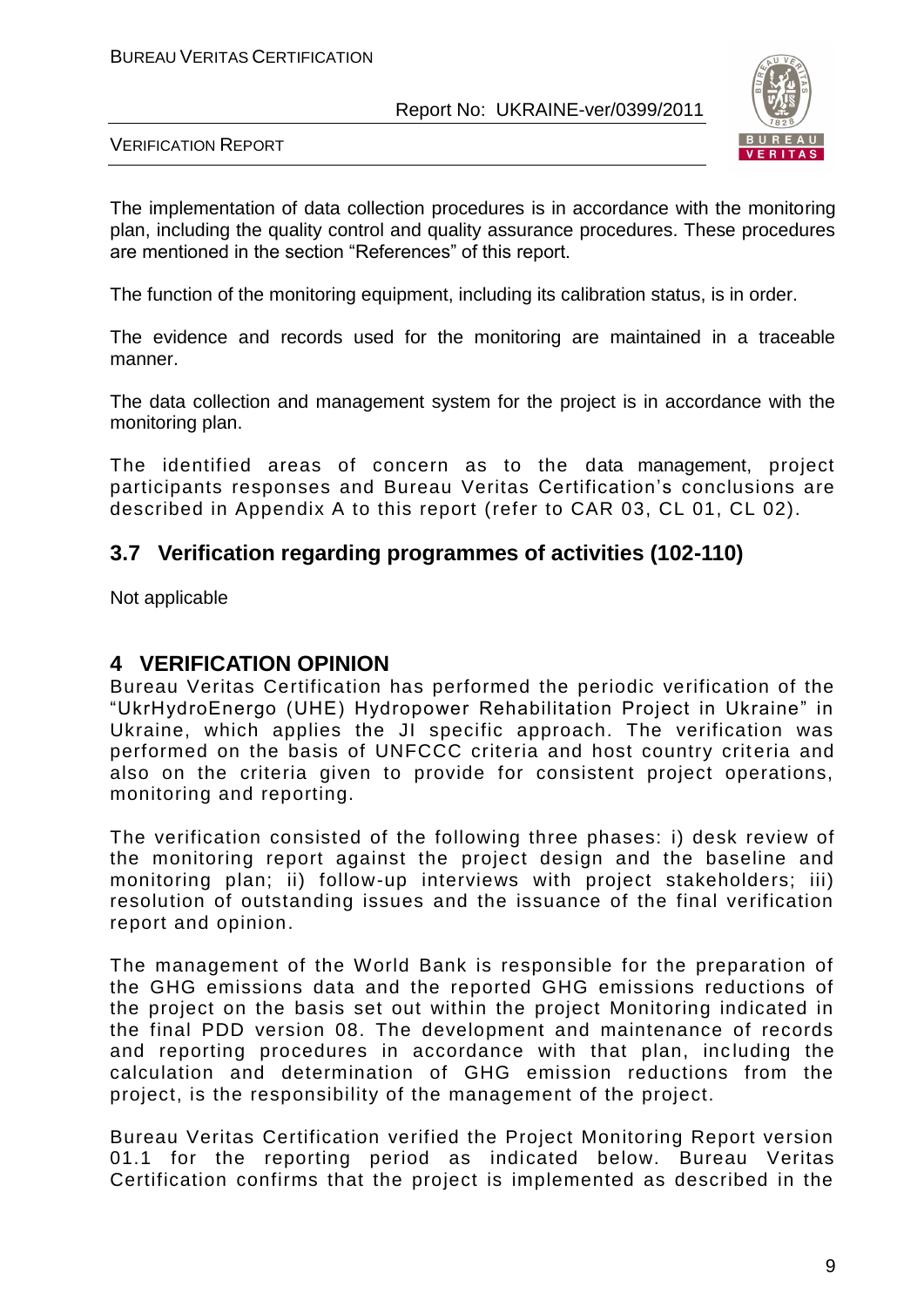The implementation of data collection procedures is in accordance with the monitoring plan, including the quality control and quality assurance procedures. These procedures are mentioned in the section "References" of this report.

The function of the monitoring equipment, including its calibration status, is in order.

The evidence and records used for the monitoring are maintained in a traceable manner.

The data collection and management system for the project is in accordance with the monitoring plan.

The identified areas of concern as to the data management, project participants responses and Bureau Veritas Certification's conclusions are described in Appendix A to this report (refer to CAR 03, CL 01, CL 02).

## 3.7 Verification regarding programmes of activities (102-110)

Not applicable

# 4 VERIFICATION OPINION

Bureau Veritas Certification has performed the periodic verification of the "UkrHydroEnergo (UHE) Hydropower Rehabilitation Project in Ukraine" in Ukraine, which applies the JI specific approach. The verification was performed on the basis of UNFCCC criteria and host country criteria and also on the criteria given to provide for consistent project operations, monitoring and reporting.

The verification consisted of the following three phases: i) desk review of the monitoring report against the project design and the baseline and monitoring plan; ii) follow-up interviews with project stakeholders; iii) resolution of outstanding issues and the issuance of the final verification report and opinion.

The management of the World Bank is responsible for the preparation of the GHG emissions data and the reported GHG emissions reductions of the project on the basis set out within the project Monitoring indicated in the final PDD version 08. The development and maintenance of records and reporting procedures in accordance with that plan, including the calculation and determination of GHG emission reductions from the project, is the responsibility of the management of the project.

Bureau Veritas Certification verified the Project Monitoring Report version 01.1 for the reporting period as indicated below. Bureau Veritas Certification confirms that the project is implemented as described in the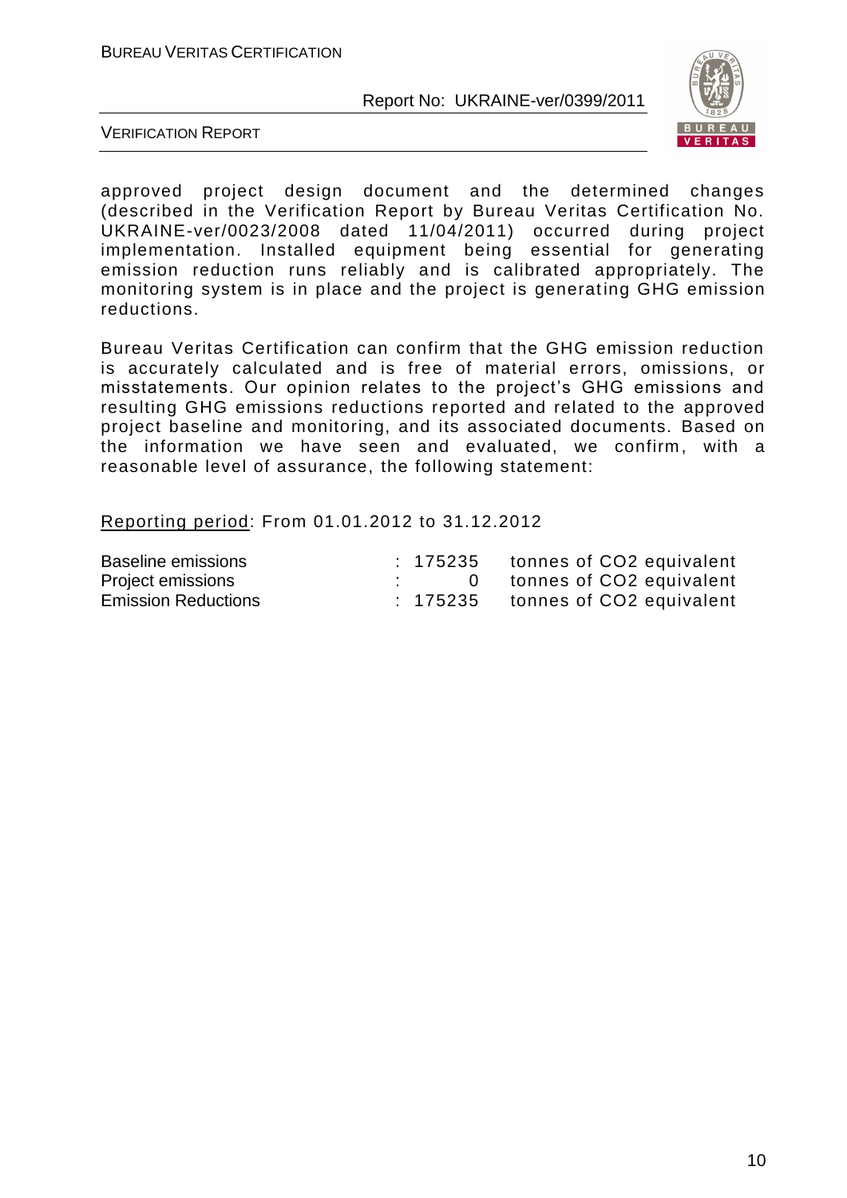approved project design document and the determined changes (described in the Verification Report by Bureau Veritas Certification No. UKRAINE-ver/0023/2008 dated 11/04/2011) occurred during project implementation. Installed equipment being essential for generating emission reduction runs reliably and is calibrated appropriately. The monitoring system is in place and the project is generating GHG emission reductions.

Bureau Veritas Certification can confirm that the GHG emission reduction is accurately calculated and is free of material errors, omissions, or misstatements. Our opinion relates to the project's GHG emissions and resulting GHG emissions reductions reported and related to the approved project baseline and monitoring, and its associated documents. Based on the information we have seen and evaluated, we confirm, with a reasonable level of assurance, the following statement:

Reporting period: From 01.01.2012 to 31.12.2012

| | | |
|---|---|---|
| Baseline emissions | : 175235 | tonnes of CO2 equivalent |
| Project emissions | : 0 | tonnes of CO2 equivalent |
| Emission Reductions | : 175235 | tonnes of CO2 equivalent |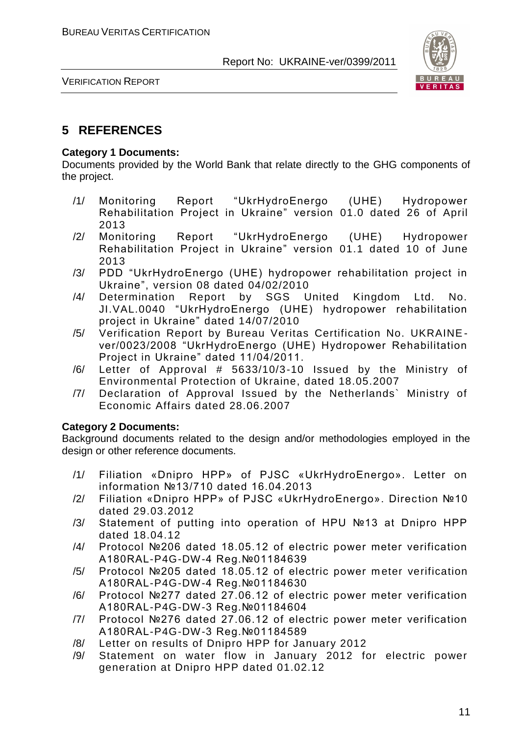# 5 REFERENCES

**Category 1 Documents:**

Documents provided by the World Bank that relate directly to the GHG components of the project.

/1/ Monitoring Report "UkrHydroEnergo (UHE) Hydropower Rehabilitation Project in Ukraine" version 01.0 dated 26 of April 2013

/2/ Monitoring Report "UkrHydroEnergo (UHE) Hydropower Rehabilitation Project in Ukraine" version 01.1 dated 10 of June 2013

/3/ PDD "UkrHydroEnergo (UHE) hydropower rehabilitation project in Ukraine", version 08 dated 04/02/2010

/4/ Determination Report by SGS United Kingdom Ltd. No. JI.VAL.0040 "UkrHydroEnergo (UHE) hydropower rehabilitation project in Ukraine" dated 14/07/2010

/5/ Verification Report by Bureau Veritas Certification No. UKRAINE-ver/0023/2008 "UkrHydroEnergo (UHE) Hydropower Rehabilitation Project in Ukraine" dated 11/04/2011.

/6/ Letter of Approval # 5633/10/3-10 Issued by the Ministry of Environmental Protection of Ukraine, dated 18.05.2007

/7/ Declaration of Approval Issued by the Netherlands` Ministry of Economic Affairs dated 28.06.2007

**Category 2 Documents:**

Background documents related to the design and/or methodologies employed in the design or other reference documents.

/1/ Filiation «Dnipro HPP» of PJSC «UkrHydroEnergo». Letter on information №13/710 dated 16.04.2013

/2/ Filiation «Dnipro HPP» of PJSC «UkrHydroEnergo». Direction №10 dated 29.03.2012

/3/ Statement of putting into operation of HPU №13 at Dnipro HPP dated 18.04.12

/4/ Protocol №206 dated 18.05.12 of electric power meter verification A180RAL-P4G-DW-4 Reg.№01184639

/5/ Protocol №205 dated 18.05.12 of electric power meter verification A180RAL-P4G-DW-4 Reg.№01184630

/6/ Protocol №277 dated 27.06.12 of electric power meter verification A180RAL-P4G-DW-3 Reg.№01184604

/7/ Protocol №276 dated 27.06.12 of electric power meter verification A180RAL-P4G-DW-3 Reg.№01184589

/8/ Letter on results of Dnipro HPP for January 2012

/9/ Statement on water flow in January 2012 for electric power generation at Dnipro HPP dated 01.02.12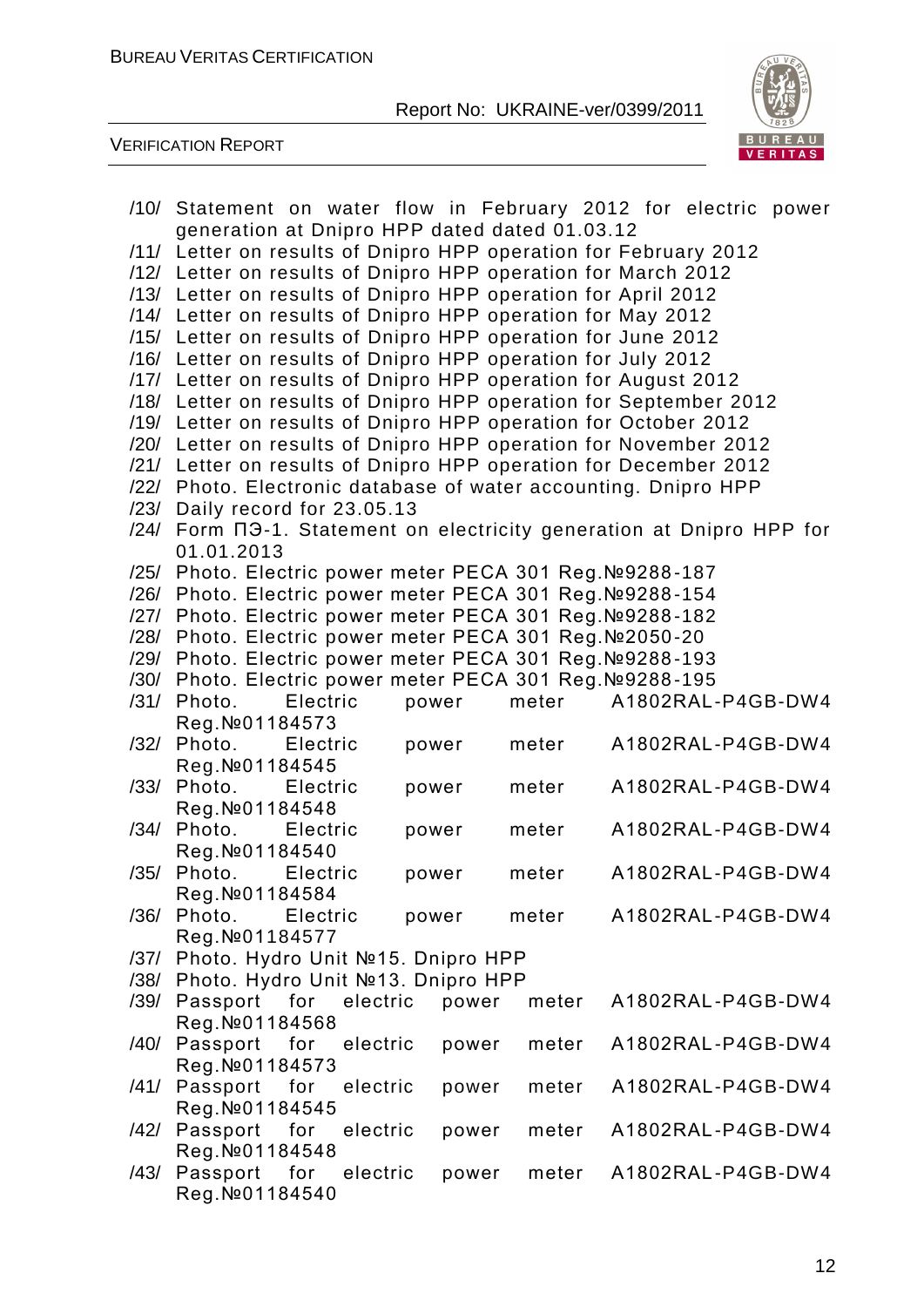/10/ Statement on water flow in February 2012 for electric power generation at Dnipro HPP dated dated 01.03.12

/11/ Letter on results of Dnipro HPP operation for February 2012

/12/ Letter on results of Dnipro HPP operation for March 2012

/13/ Letter on results of Dnipro HPP operation for April 2012

/14/ Letter on results of Dnipro HPP operation for May 2012

/15/ Letter on results of Dnipro HPP operation for June 2012

/16/ Letter on results of Dnipro HPP operation for July 2012

/17/ Letter on results of Dnipro HPP operation for August 2012

/18/ Letter on results of Dnipro HPP operation for September 2012

/19/ Letter on results of Dnipro HPP operation for October 2012

/20/ Letter on results of Dnipro HPP operation for November 2012

/21/ Letter on results of Dnipro HPP operation for December 2012

/22/ Photo. Electronic database of water accounting. Dnipro HPP

/23/ Daily record for 23.05.13

/24/ Form ПЭ-1. Statement on electricity generation at Dnipro HPP for 01.01.2013

/25/ Photo. Electric power meter PECA 301 Reg.№9288-187

/26/ Photo. Electric power meter PECA 301 Reg.№9288-154

/27/ Photo. Electric power meter PECA 301 Reg.№9288-182

/28/ Photo. Electric power meter PECA 301 Reg.№2050-20

/29/ Photo. Electric power meter PECA 301 Reg.№9288-193

/30/ Photo. Electric power meter PECA 301 Reg.№9288-195

/31/ Photo. Electric power meter A1802RAL-P4GB-DW4 Reg.№01184573

/32/ Photo. Electric power meter A1802RAL-P4GB-DW4 Reg.№01184545

/33/ Photo. Electric power meter A1802RAL-P4GB-DW4 Reg.№01184548

/34/ Photo. Electric power meter A1802RAL-P4GB-DW4 Reg.№01184540

/35/ Photo. Electric power meter A1802RAL-P4GB-DW4 Reg.№01184584

/36/ Photo. Electric power meter A1802RAL-P4GB-DW4 Reg.№01184577

/37/ Photo. Hydro Unit №15. Dnipro HPP

/38/ Photo. Hydro Unit №13. Dnipro HPP

/39/ Passport for electric power meter A1802RAL-P4GB-DW4 Reg.№01184568

/40/ Passport for electric power meter A1802RAL-P4GB-DW4 Reg.№01184573

/41/ Passport for electric power meter A1802RAL-P4GB-DW4 Reg.№01184545

/42/ Passport for electric power meter A1802RAL-P4GB-DW4 Reg.№01184548

/43/ Passport for electric power meter A1802RAL-P4GB-DW4 Reg.№01184540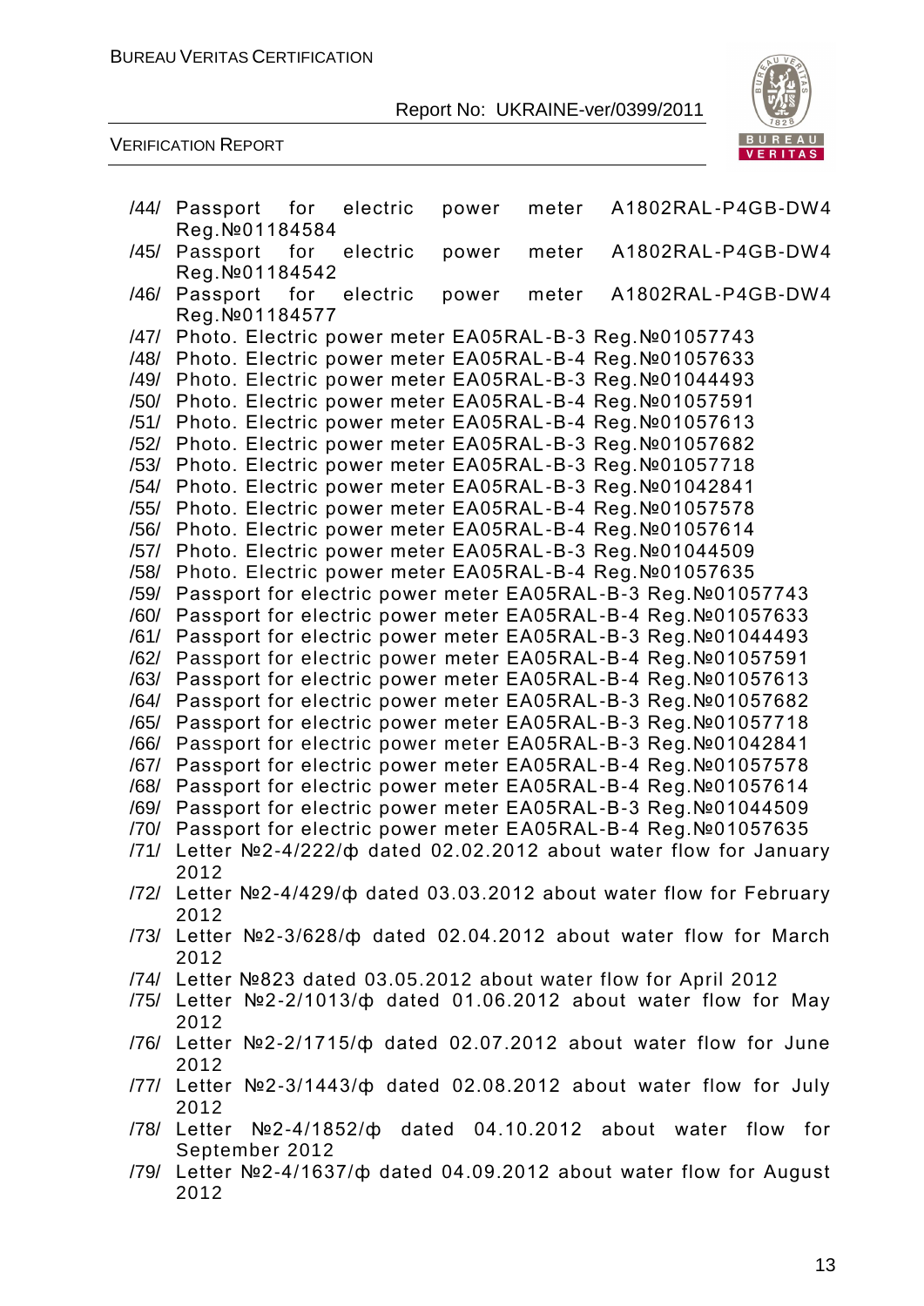/44/ Passport for electric power meter A1802RAL-P4GB-DW4 Reg.№01184584
/45/ Passport for electric power meter A1802RAL-P4GB-DW4 Reg.№01184542
/46/ Passport for electric power meter A1802RAL-P4GB-DW4 Reg.№01184577
/47/ Photo. Electric power meter EA05RAL-B-3 Reg.№01057743
/48/ Photo. Electric power meter EA05RAL-B-4 Reg.№01057633
/49/ Photo. Electric power meter EA05RAL-B-3 Reg.№01044493
/50/ Photo. Electric power meter EA05RAL-B-4 Reg.№01057591
/51/ Photo. Electric power meter EA05RAL-B-4 Reg.№01057613
/52/ Photo. Electric power meter EA05RAL-B-3 Reg.№01057682
/53/ Photo. Electric power meter EA05RAL-B-3 Reg.№01057718
/54/ Photo. Electric power meter EA05RAL-B-3 Reg.№01042841
/55/ Photo. Electric power meter EA05RAL-B-4 Reg.№01057578
/56/ Photo. Electric power meter EA05RAL-B-4 Reg.№01057614
/57/ Photo. Electric power meter EA05RAL-B-3 Reg.№01044509
/58/ Photo. Electric power meter EA05RAL-B-4 Reg.№01057635
/59/ Passport for electric power meter EA05RAL-B-3 Reg.№01057743
/60/ Passport for electric power meter EA05RAL-B-4 Reg.№01057633
/61/ Passport for electric power meter EA05RAL-B-3 Reg.№01044493
/62/ Passport for electric power meter EA05RAL-B-4 Reg.№01057591
/63/ Passport for electric power meter EA05RAL-B-4 Reg.№01057613
/64/ Passport for electric power meter EA05RAL-B-3 Reg.№01057682
/65/ Passport for electric power meter EA05RAL-B-3 Reg.№01057718
/66/ Passport for electric power meter EA05RAL-B-3 Reg.№01042841
/67/ Passport for electric power meter EA05RAL-B-4 Reg.№01057578
/68/ Passport for electric power meter EA05RAL-B-4 Reg.№01057614
/69/ Passport for electric power meter EA05RAL-B-3 Reg.№01044509
/70/ Passport for electric power meter EA05RAL-B-4 Reg.№01057635
/71/ Letter №2-4/222/ф dated 02.02.2012 about water flow for January 2012
/72/ Letter №2-4/429/ф dated 03.03.2012 about water flow for February 2012
/73/ Letter №2-3/628/ф dated 02.04.2012 about water flow for March 2012
/74/ Letter №823 dated 03.05.2012 about water flow for April 2012
/75/ Letter №2-2/1013/ф dated 01.06.2012 about water flow for May 2012
/76/ Letter №2-2/1715/ф dated 02.07.2012 about water flow for June 2012
/77/ Letter №2-3/1443/ф dated 02.08.2012 about water flow for July 2012
/78/ Letter №2-4/1852/ф dated 04.10.2012 about water flow for September 2012
/79/ Letter №2-4/1637/ф dated 04.09.2012 about water flow for August 2012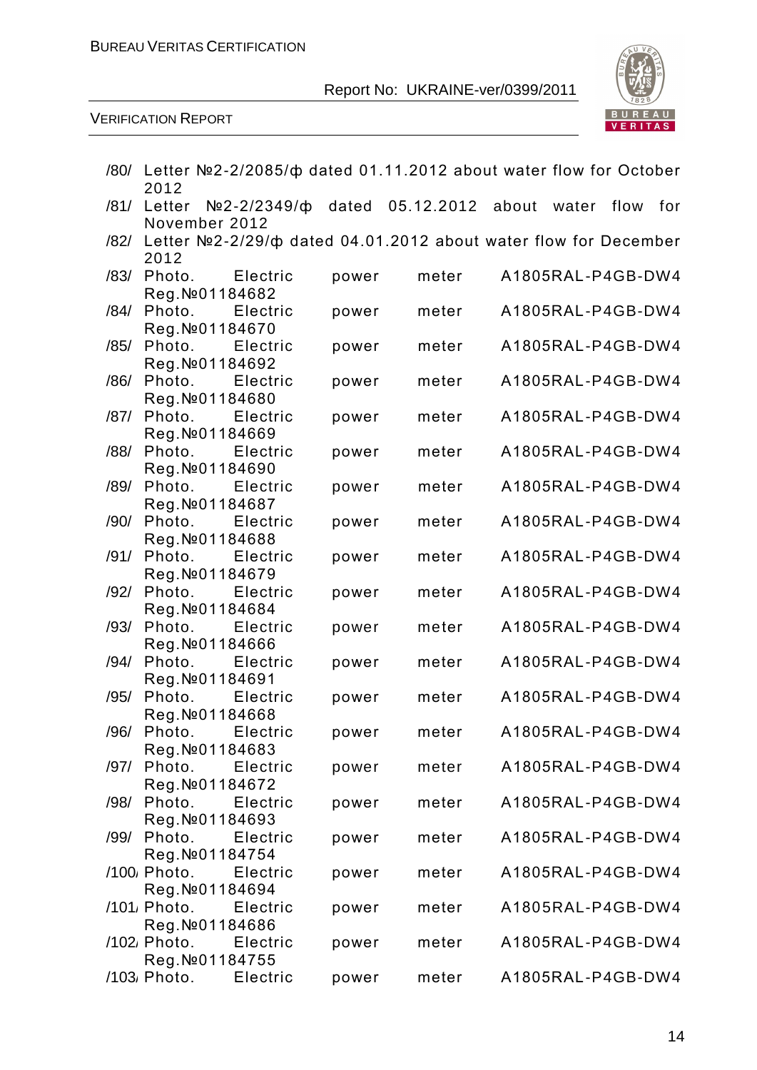/80/ Letter №2-2/2085/ф dated 01.11.2012 about water flow for October 2012

/81/ Letter №2-2/2349/ф dated 05.12.2012 about water flow for November 2012

/82/ Letter №2-2/29/ф dated 04.01.2012 about water flow for December 2012

/83/ Photo. Electric power meter A1805RAL-P4GB-DW4 Reg.№01184682

/84/ Photo. Electric power meter A1805RAL-P4GB-DW4 Reg.№01184670

/85/ Photo. Electric power meter A1805RAL-P4GB-DW4 Reg.№01184692

/86/ Photo. Electric power meter A1805RAL-P4GB-DW4 Reg.№01184680

/87/ Photo. Electric power meter A1805RAL-P4GB-DW4 Reg.№01184669

/88/ Photo. Electric power meter A1805RAL-P4GB-DW4 Reg.№01184690

/89/ Photo. Electric power meter A1805RAL-P4GB-DW4 Reg.№01184687

/90/ Photo. Electric power meter A1805RAL-P4GB-DW4 Reg.№01184688

/91/ Photo. Electric power meter A1805RAL-P4GB-DW4 Reg.№01184679

/92/ Photo. Electric power meter A1805RAL-P4GB-DW4 Reg.№01184684

/93/ Photo. Electric power meter A1805RAL-P4GB-DW4 Reg.№01184666

/94/ Photo. Electric power meter A1805RAL-P4GB-DW4 Reg.№01184691

/95/ Photo. Electric power meter A1805RAL-P4GB-DW4 Reg.№01184668

/96/ Photo. Electric power meter A1805RAL-P4GB-DW4 Reg.№01184683

/97/ Photo. Electric power meter A1805RAL-P4GB-DW4 Reg.№01184672

/98/ Photo. Electric power meter A1805RAL-P4GB-DW4 Reg.№01184693

/99/ Photo. Electric power meter A1805RAL-P4GB-DW4 Reg.№01184754

/100/ Photo. Electric power meter A1805RAL-P4GB-DW4 Reg.№01184694

/101/ Photo. Electric power meter A1805RAL-P4GB-DW4 Reg.№01184686

/102/ Photo. Electric power meter A1805RAL-P4GB-DW4 Reg.№01184755

/103/ Photo. Electric power meter A1805RAL-P4GB-DW4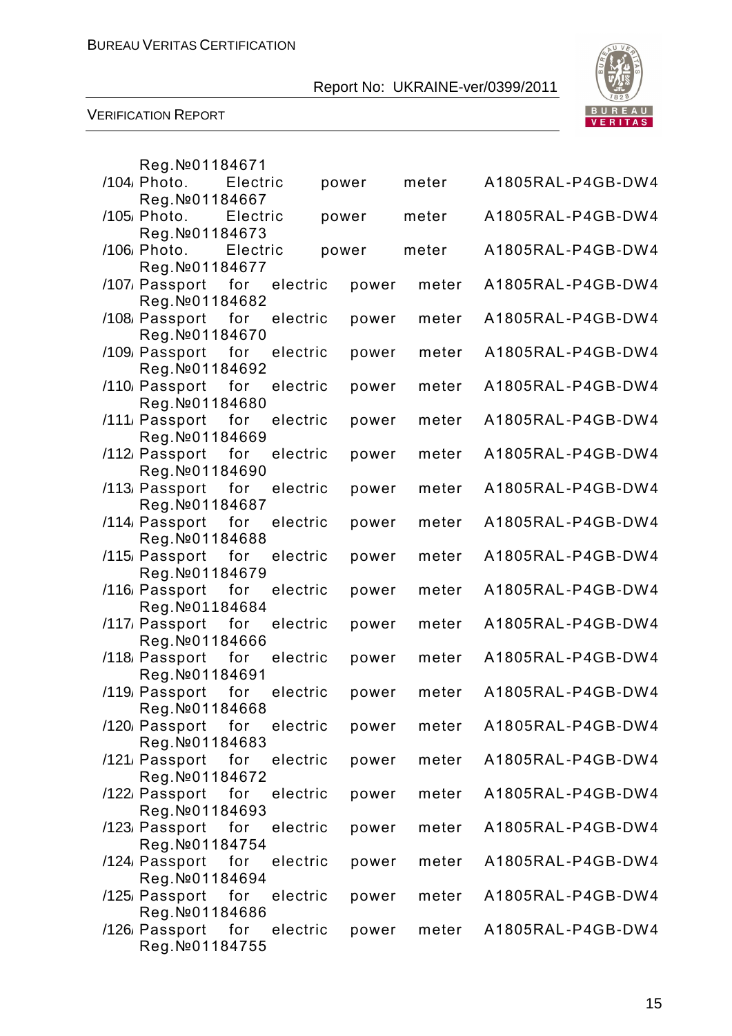Reg.№01184671

/104/ Photo. Electric power meter A1805RAL-P4GB-DW4 Reg.№01184667

/105/ Photo. Electric power meter A1805RAL-P4GB-DW4 Reg.№01184673

/106/ Photo. Electric power meter A1805RAL-P4GB-DW4 Reg.№01184677

/107/ Passport for electric power meter A1805RAL-P4GB-DW4 Reg.№01184682

/108/ Passport for electric power meter A1805RAL-P4GB-DW4 Reg.№01184670

/109/ Passport for electric power meter A1805RAL-P4GB-DW4 Reg.№01184692

/110/ Passport for electric power meter A1805RAL-P4GB-DW4 Reg.№01184680

/111/ Passport for electric power meter A1805RAL-P4GB-DW4 Reg.№01184669

/112/ Passport for electric power meter A1805RAL-P4GB-DW4 Reg.№01184690

/113/ Passport for electric power meter A1805RAL-P4GB-DW4 Reg.№01184687

/114/ Passport for electric power meter A1805RAL-P4GB-DW4 Reg.№01184688

/115/ Passport for electric power meter A1805RAL-P4GB-DW4 Reg.№01184679

/116/ Passport for electric power meter A1805RAL-P4GB-DW4 Reg.№01184684

/117/ Passport for electric power meter A1805RAL-P4GB-DW4 Reg.№01184666

/118/ Passport for electric power meter A1805RAL-P4GB-DW4 Reg.№01184691

/119/ Passport for electric power meter A1805RAL-P4GB-DW4 Reg.№01184668

/120/ Passport for electric power meter A1805RAL-P4GB-DW4 Reg.№01184683

/121/ Passport for electric power meter A1805RAL-P4GB-DW4 Reg.№01184672

/122/ Passport for electric power meter A1805RAL-P4GB-DW4 Reg.№01184693

/123/ Passport for electric power meter A1805RAL-P4GB-DW4 Reg.№01184754

/124/ Passport for electric power meter A1805RAL-P4GB-DW4 Reg.№01184694

/125/ Passport for electric power meter A1805RAL-P4GB-DW4 Reg.№01184686

/126/ Passport for electric power meter A1805RAL-P4GB-DW4 Reg.№01184755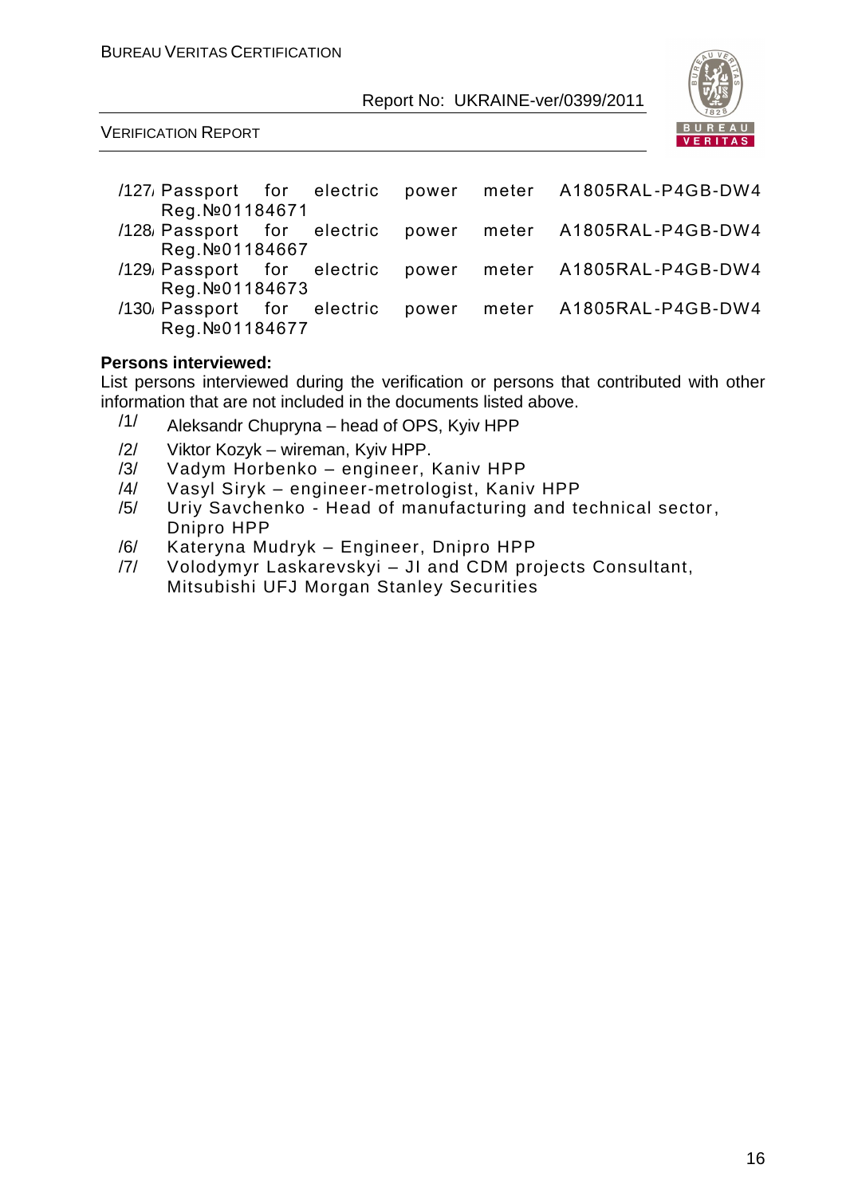/127/ Passport for electric power meter A1805RAL-P4GB-DW4 Reg.№01184671

/128/ Passport for electric power meter A1805RAL-P4GB-DW4 Reg.№01184667

/129/ Passport for electric power meter A1805RAL-P4GB-DW4 Reg.№01184673

/130/ Passport for electric power meter A1805RAL-P4GB-DW4 Reg.№01184677

**Persons interviewed:**

List persons interviewed during the verification or persons that contributed with other information that are not included in the documents listed above.

/1/ Aleksandr Chupryna – head of OPS, Kyiv HPP

/2/ Viktor Kozyk – wireman, Kyiv HPP.

/3/ Vadym Horbenko – engineer, Kaniv HPP

/4/ Vasyl Siryk – engineer-metrologist, Kaniv HPP

/5/ Uriy Savchenko - Head of manufacturing and technical sector, Dnipro HPP

/6/ Kateryna Mudryk – Engineer, Dnipro HPP

/7/ Volodymyr Laskarevskyi – JI and CDM projects Consultant, Mitsubishi UFJ Morgan Stanley Securities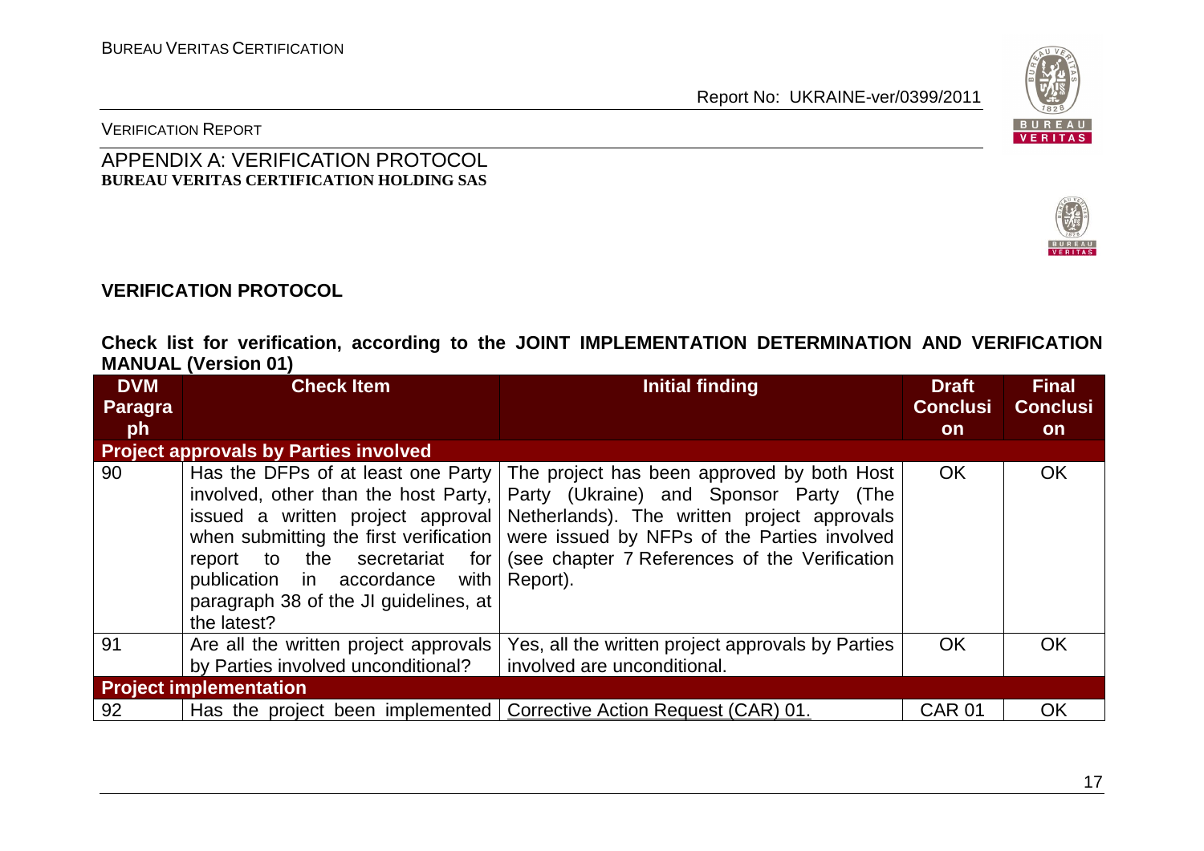## APPENDIX A: VERIFICATION PROTOCOL
**BUREAU VERITAS CERTIFICATION HOLDING SAS**

### VERIFICATION PROTOCOL

**Check list for verification, according to the JOINT IMPLEMENTATION DETERMINATION AND VERIFICATION MANUAL (Version 01)**

| DVM Paragraph | Check Item | Initial finding | Draft Conclusion | Final Conclusion |
|---|---|---|---|---|
| **Project approvals by Parties involved** | | | | |
| 90 | Has the DFPs of at least one Party involved, other than the host Party, issued a written project approval when submitting the first verification report to the secretariat for publication in accordance with paragraph 38 of the JI guidelines, at the latest? | The project has been approved by both Host Party (Ukraine) and Sponsor Party (The Netherlands). The written project approvals were issued by NFPs of the Parties involved (see chapter 7 References of the Verification Report). | OK | OK |
| 91 | Are all the written project approvals by Parties involved unconditional? | Yes, all the written project approvals by Parties involved are unconditional. | OK | OK |
| **Project implementation** | | | | |
| 92 | Has the project been implemented | Corrective Action Request (CAR) 01. | CAR 01 | OK |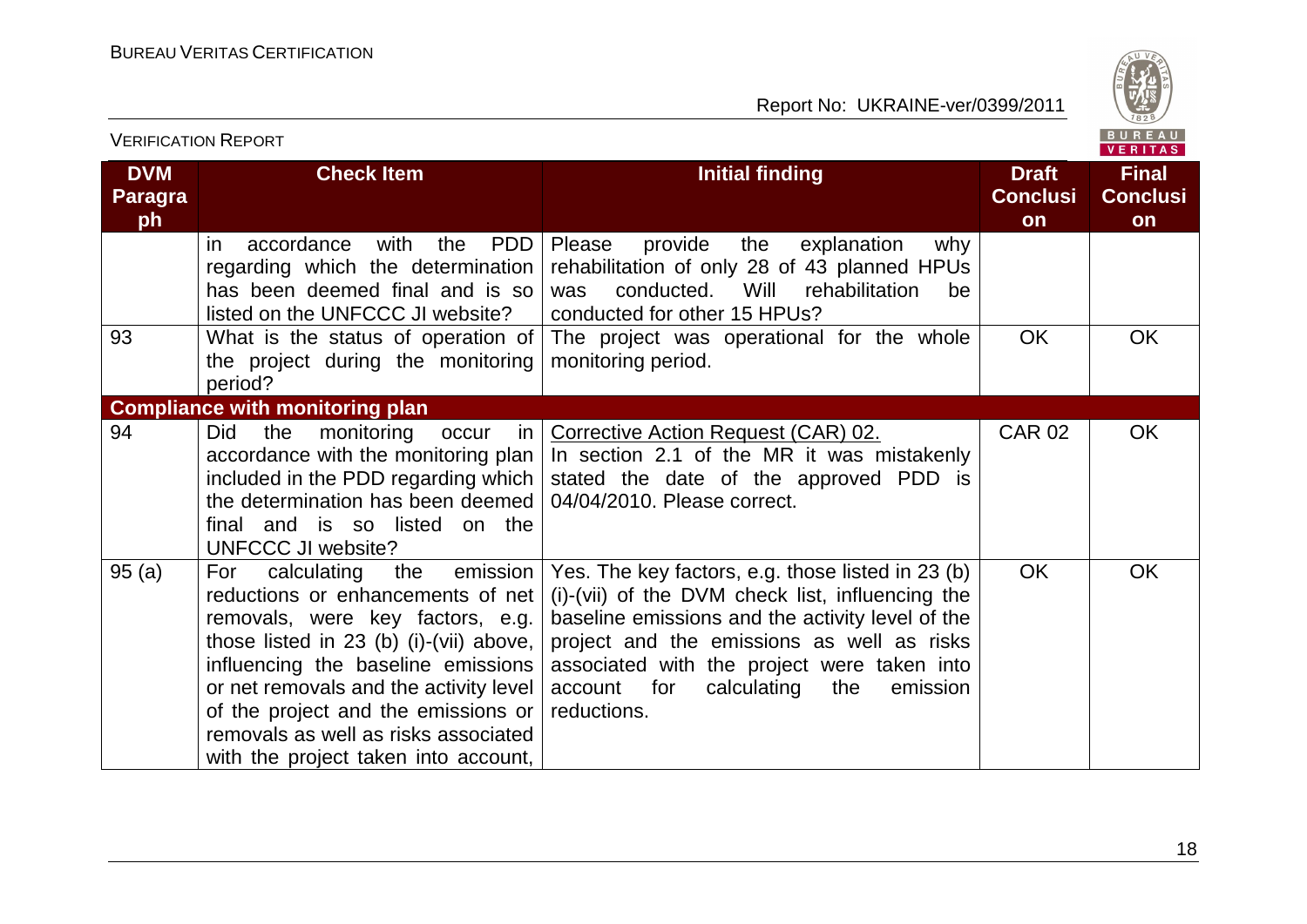| DVM Paragraph | Check Item | Initial finding | Draft Conclusion | Final Conclusion |
|---|---|---|---|---|
| | in accordance with the PDD regarding which the determination has been deemed final and is so listed on the UNFCCC JI website? | Please provide the explanation why rehabilitation of only 28 of 43 planned HPUs was conducted. Will rehabilitation be conducted for other 15 HPUs? | | |
| 93 | What is the status of operation of the project during the monitoring period? | The project was operational for the whole monitoring period. | OK | OK |
| **Compliance with monitoring plan** | | | | |
| 94 | Did the monitoring occur in accordance with the monitoring plan included in the PDD regarding which the determination has been deemed final and is so listed on the UNFCCC JI website? | Corrective Action Request (CAR) 02. In section 2.1 of the MR it was mistakenly stated the date of the approved PDD is 04/04/2010. Please correct. | CAR 02 | OK |
| 95 (a) | For calculating the emission reductions or enhancements of net removals, were key factors, e.g. those listed in 23 (b) (i)-(vii) above, influencing the baseline emissions or net removals and the activity level of the project and the emissions or removals as well as risks associated with the project taken into account, | Yes. The key factors, e.g. those listed in 23 (b) (i)-(vii) of the DVM check list, influencing the baseline emissions and the activity level of the project and the emissions as well as risks associated with the project were taken into account for calculating the emission reductions. | OK | OK |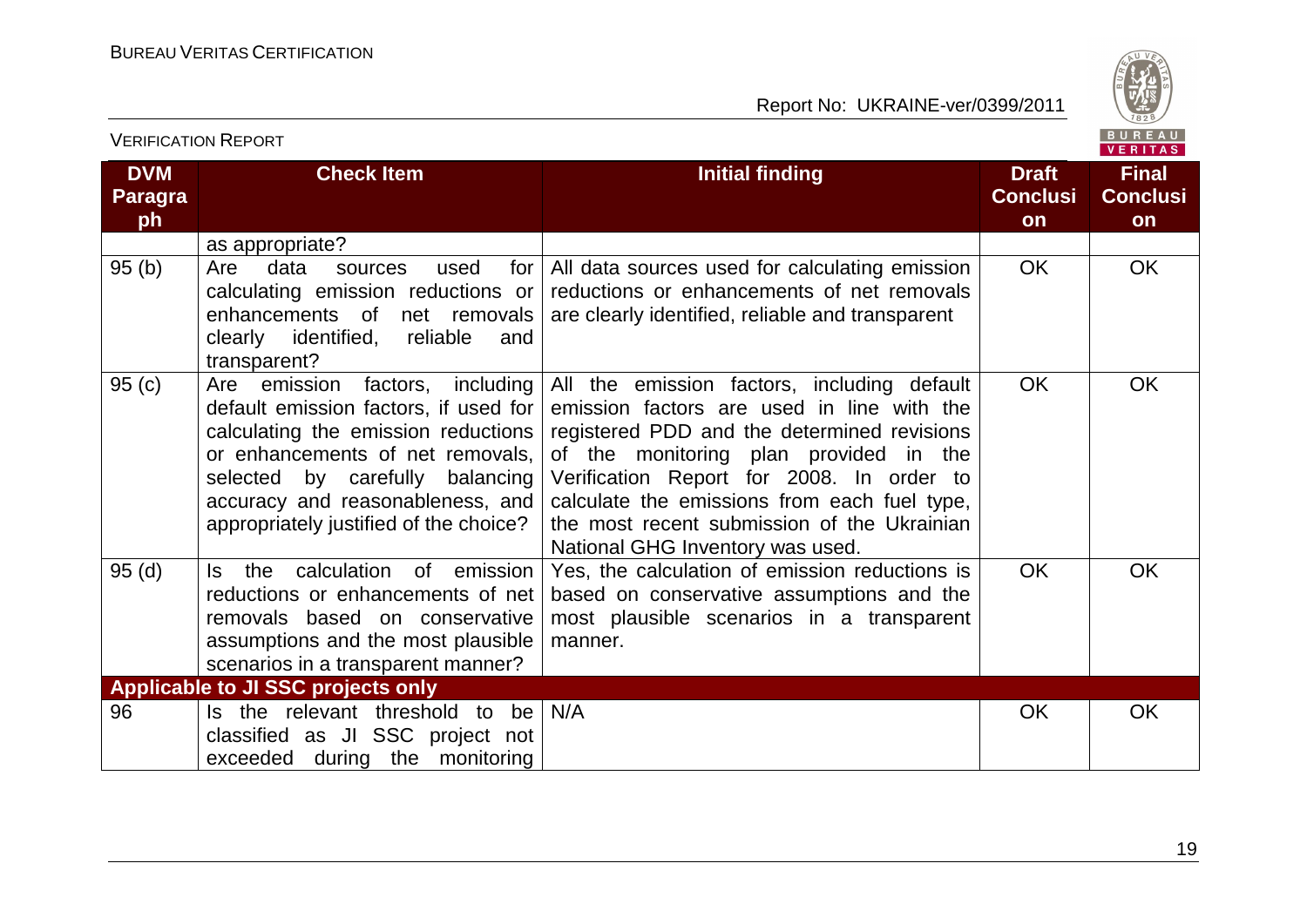| DVM Paragraph | Check Item | Initial finding | Draft Conclusion | Final Conclusion |
|---|---|---|---|---|
| | as appropriate? | | | |
| 95 (b) | Are data sources used for calculating emission reductions or enhancements of net removals clearly identified, reliable and transparent? | All data sources used for calculating emission reductions or enhancements of net removals are clearly identified, reliable and transparent | OK | OK |
| 95 (c) | Are emission factors, including default emission factors, if used for calculating the emission reductions or enhancements of net removals, selected by carefully balancing accuracy and reasonableness, and appropriately justified of the choice? | All the emission factors, including default emission factors are used in line with the registered PDD and the determined revisions of the monitoring plan provided in the Verification Report for 2008. In order to calculate the emissions from each fuel type, the most recent submission of the Ukrainian National GHG Inventory was used. | OK | OK |
| 95 (d) | Is the calculation of emission reductions or enhancements of net removals based on conservative assumptions and the most plausible scenarios in a transparent manner? | Yes, the calculation of emission reductions is based on conservative assumptions and the most plausible scenarios in a transparent manner. | OK | OK |
| **Applicable to JI SSC projects only** | | | | |
| 96 | Is the relevant threshold to be classified as JI SSC project not exceeded during the monitoring | N/A | OK | OK |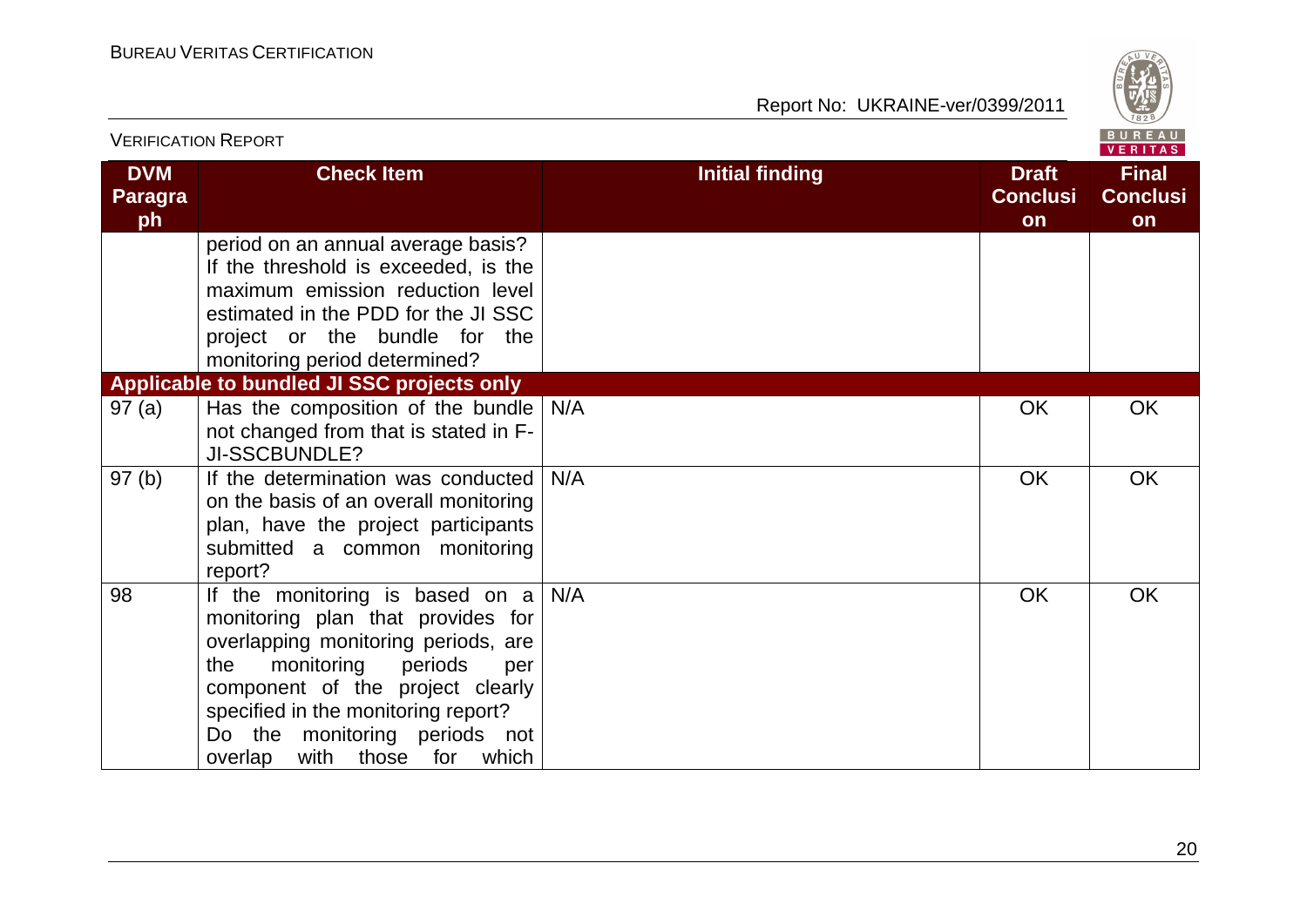| DVM Paragraph | Check Item | Initial finding | Draft Conclusion | Final Conclusion |
|---|---|---|---|---|
| | period on an annual average basis? If the threshold is exceeded, is the maximum emission reduction level estimated in the PDD for the JI SSC project or the bundle for the monitoring period determined? | | | |
| **Applicable to bundled JI SSC projects only** | | | | |
| 97 (a) | Has the composition of the bundle not changed from that is stated in F-JI-SSCBUNDLE? | N/A | OK | OK |
| 97 (b) | If the determination was conducted on the basis of an overall monitoring plan, have the project participants submitted a common monitoring report? | N/A | OK | OK |
| 98 | If the monitoring is based on a monitoring plan that provides for overlapping monitoring periods, are the monitoring periods per component of the project clearly specified in the monitoring report? Do the monitoring periods not overlap with those for which | N/A | OK | OK |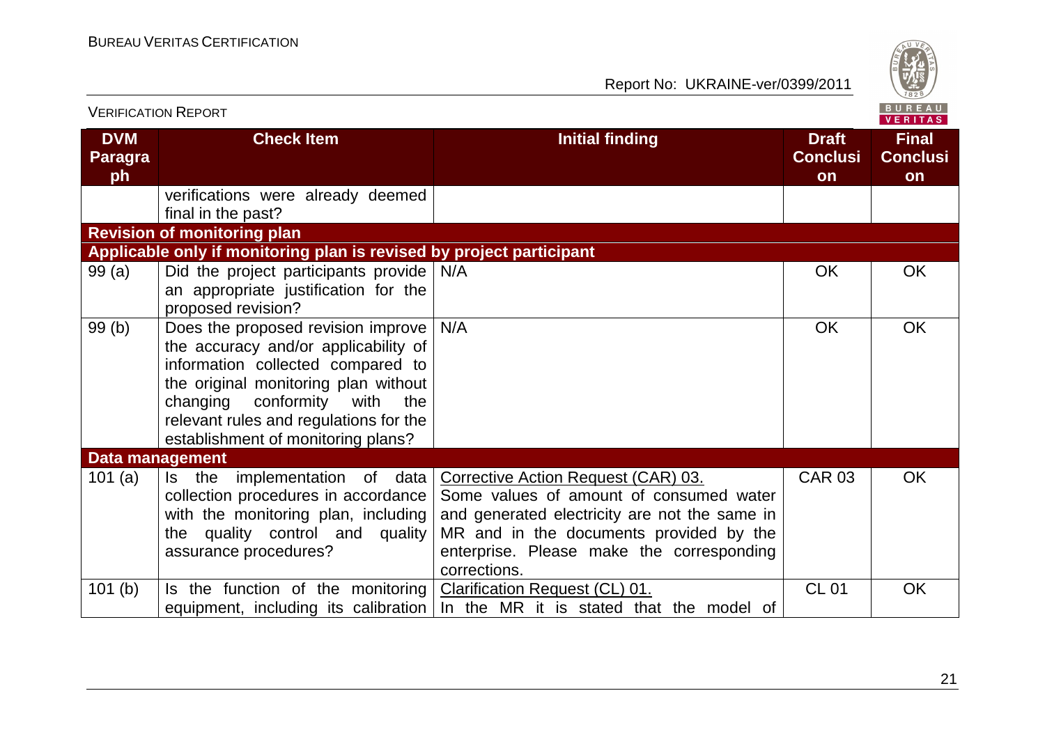| DVM Paragraph | Check Item | Initial finding | Draft Conclusion | Final Conclusion |
|---|---|---|---|---|
| | verifications were already deemed final in the past? | | | |
| **Revision of monitoring plan** | | | | |
| **Applicable only if monitoring plan is revised by project participant** | | | | |
| 99 (a) | Did the project participants provide an appropriate justification for the proposed revision? | N/A | OK | OK |
| 99 (b) | Does the proposed revision improve the accuracy and/or applicability of information collected compared to the original monitoring plan without changing conformity with the relevant rules and regulations for the establishment of monitoring plans? | N/A | OK | OK |
| **Data management** | | | | |
| 101 (a) | Is the implementation of data collection procedures in accordance with the monitoring plan, including the quality control and quality assurance procedures? | Corrective Action Request (CAR) 03. Some values of amount of consumed water and generated electricity are not the same in MR and in the documents provided by the enterprise. Please make the corresponding corrections. | CAR 03 | OK |
| 101 (b) | Is the function of the monitoring equipment, including its calibration | Clarification Request (CL) 01. In the MR it is stated that the model of | CL 01 | OK |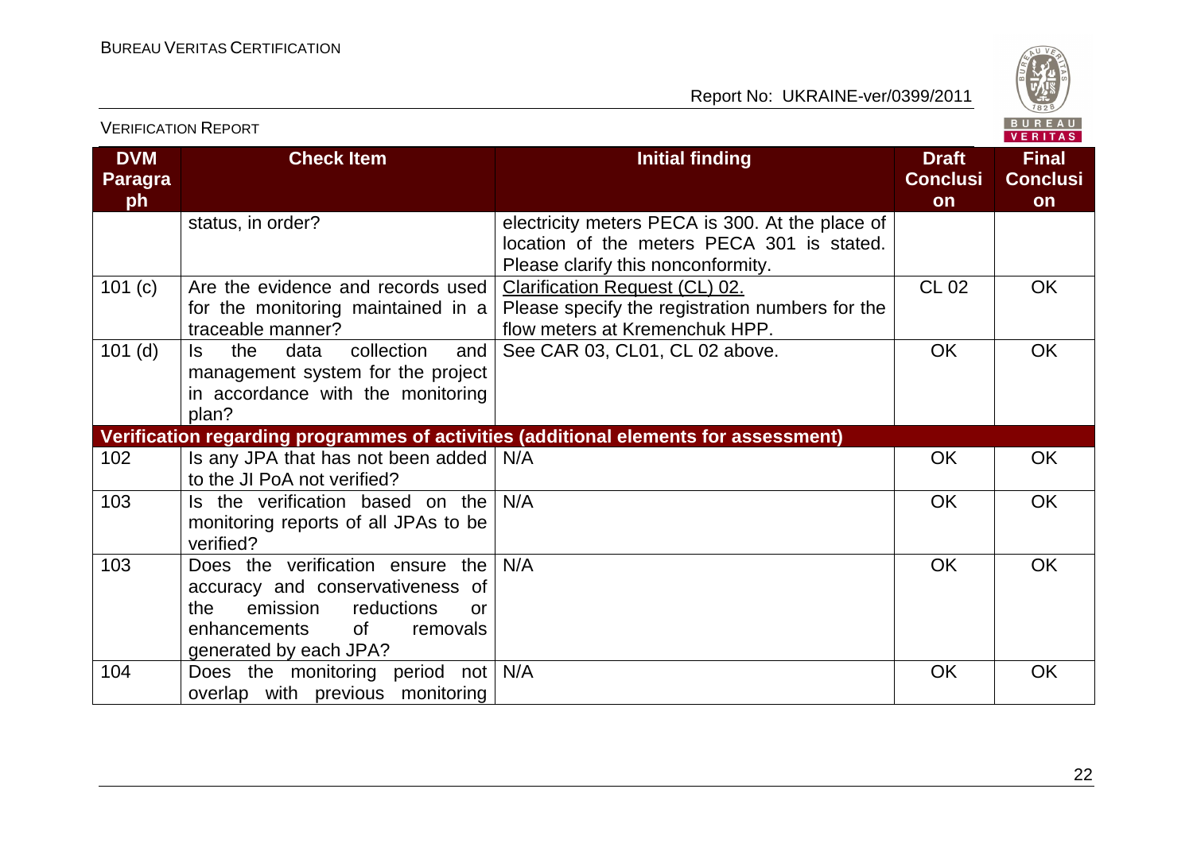| DVM Paragraph | Check Item | Initial finding | Draft Conclusion | Final Conclusion |
|---|---|---|---|---|
| | status, in order? | electricity meters PECA is 300. At the place of location of the meters PECA 301 is stated. Please clarify this nonconformity. | | |
| 101 (c) | Are the evidence and records used for the monitoring maintained in a traceable manner? | Clarification Request (CL) 02.<br>Please specify the registration numbers for the flow meters at Kremenchuk HPP. | CL 02 | OK |
| 101 (d) | Is the data collection and management system for the project in accordance with the monitoring plan? | See CAR 03, CL01, CL 02 above. | OK | OK |
| **Verification regarding programmes of activities (additional elements for assessment)** | | | | |
| 102 | Is any JPA that has not been added to the JI PoA not verified? | N/A | OK | OK |
| 103 | Is the verification based on the monitoring reports of all JPAs to be verified? | N/A | OK | OK |
| 103 | Does the verification ensure the accuracy and conservativeness of the emission reductions or enhancements of removals generated by each JPA? | N/A | OK | OK |
| 104 | Does the monitoring period not overlap with previous monitoring | N/A | OK | OK |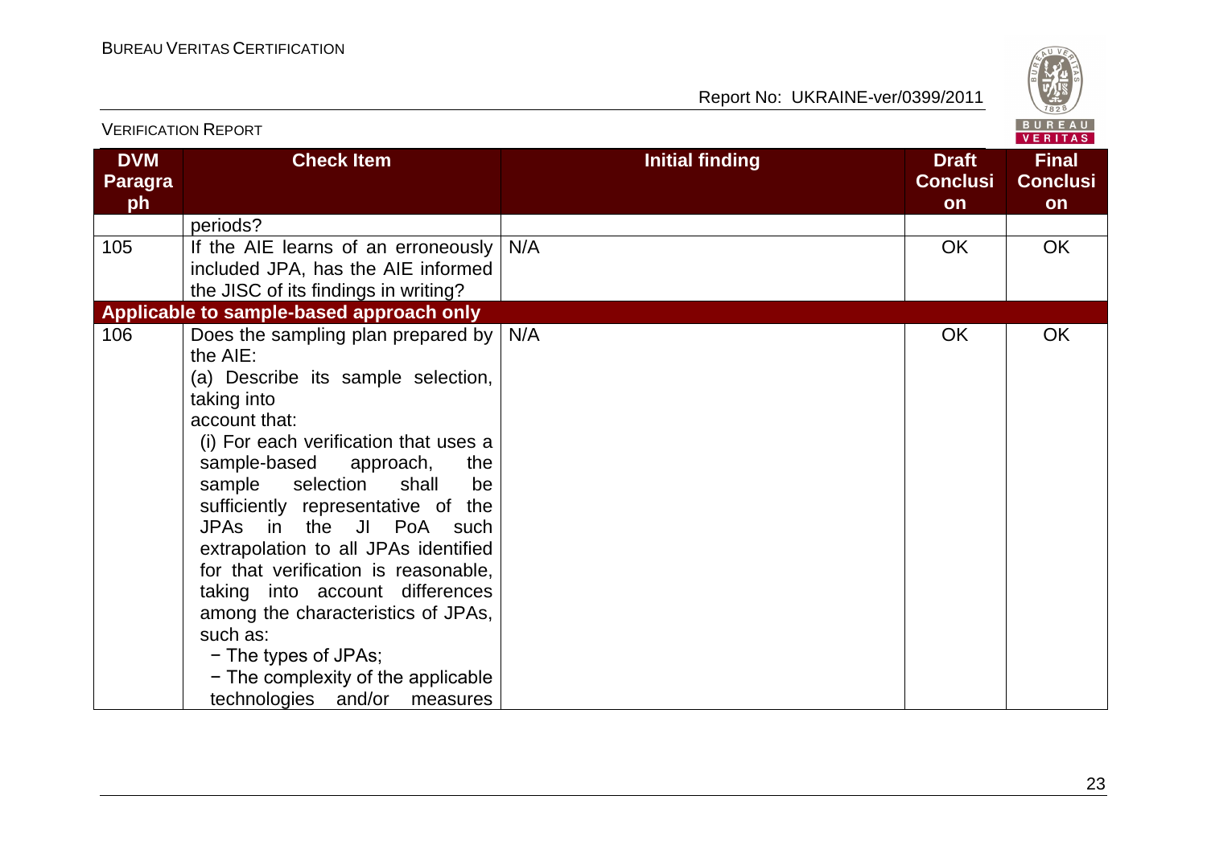| DVM Paragraph | Check Item | Initial finding | Draft Conclusion | Final Conclusion |
|---|---|---|---|---|
| | periods? | | | |
| 105 | If the AIE learns of an erroneously included JPA, has the AIE informed the JISC of its findings in writing? | N/A | OK | OK |
| **Applicable to sample-based approach only** | | | | |
| 106 | Does the sampling plan prepared by the AIE:<br>(a) Describe its sample selection, taking into account that:<br>(i) For each verification that uses a sample-based approach, the sample selection shall be sufficiently representative of the JPAs in the JI PoA such extrapolation to all JPAs identified for that verification is reasonable, taking into account differences among the characteristics of JPAs, such as:<br>− The types of JPAs;<br>− The complexity of the applicable technologies and/or measures | N/A | OK | OK |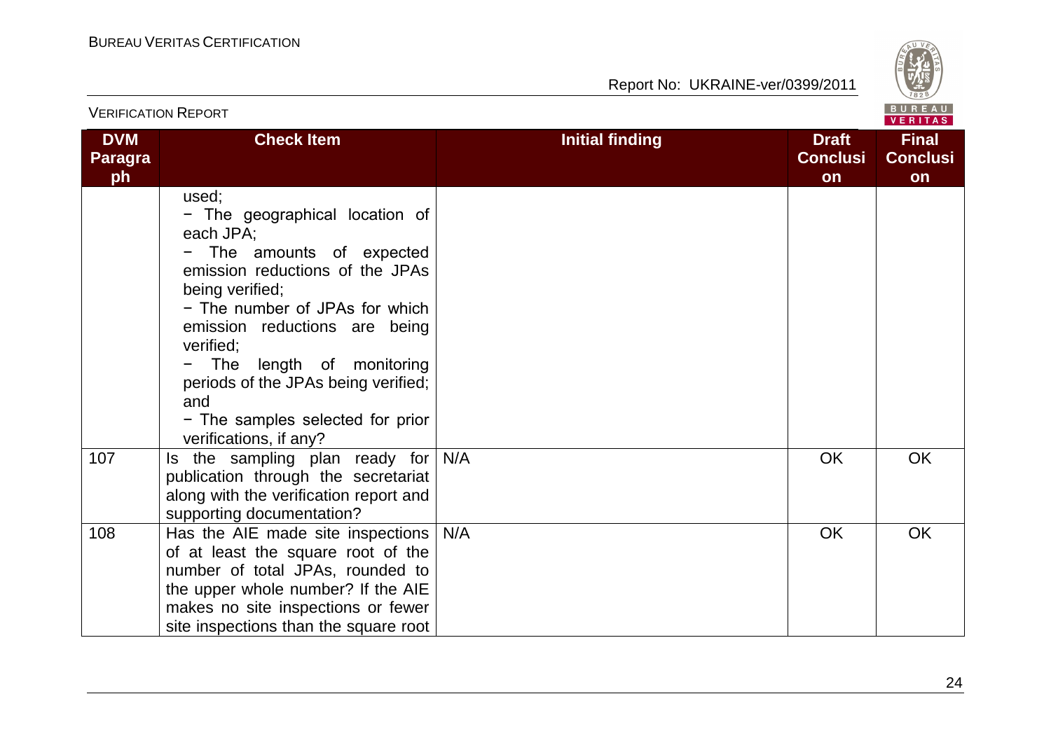| DVM Paragraph | Check Item | Initial finding | Draft Conclusion | Final Conclusion |
|---|---|---|---|---|
| | used;<br>− The geographical location of each JPA;<br>− The amounts of expected emission reductions of the JPAs being verified;<br>− The number of JPAs for which emission reductions are being verified;<br>− The length of monitoring periods of the JPAs being verified; and<br>− The samples selected for prior verifications, if any? | | | |
| 107 | Is the sampling plan ready for publication through the secretariat along with the verification report and supporting documentation? | N/A | OK | OK |
| 108 | Has the AIE made site inspections of at least the square root of the number of total JPAs, rounded to the upper whole number? If the AIE makes no site inspections or fewer site inspections than the square root | N/A | OK | OK |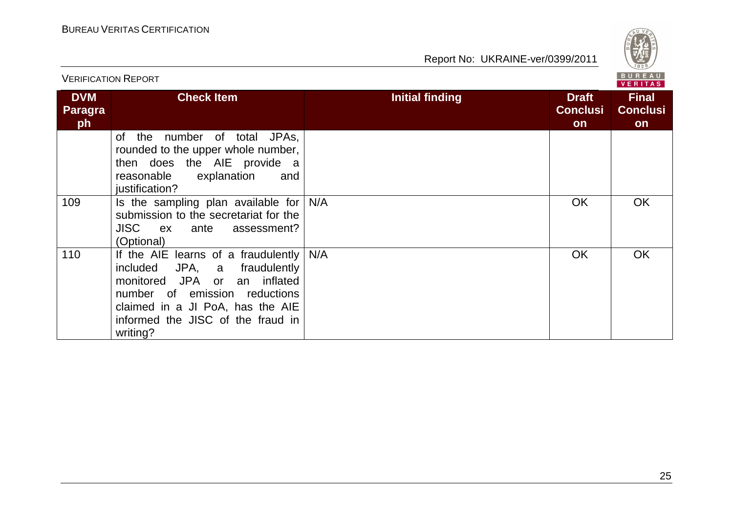| DVM Paragraph | Check Item | Initial finding | Draft Conclusion | Final Conclusion |
|---|---|---|---|---|
| | of the number of total JPAs, rounded to the upper whole number, then does the AIE provide a reasonable explanation and justification? | | | |
| 109 | Is the sampling plan available for submission to the secretariat for the JISC ex ante assessment? (Optional) | N/A | OK | OK |
| 110 | If the AIE learns of a fraudulently included JPA, a fraudulently monitored JPA or an inflated number of emission reductions claimed in a JI PoA, has the AIE informed the JISC of the fraud in writing? | N/A | OK | OK |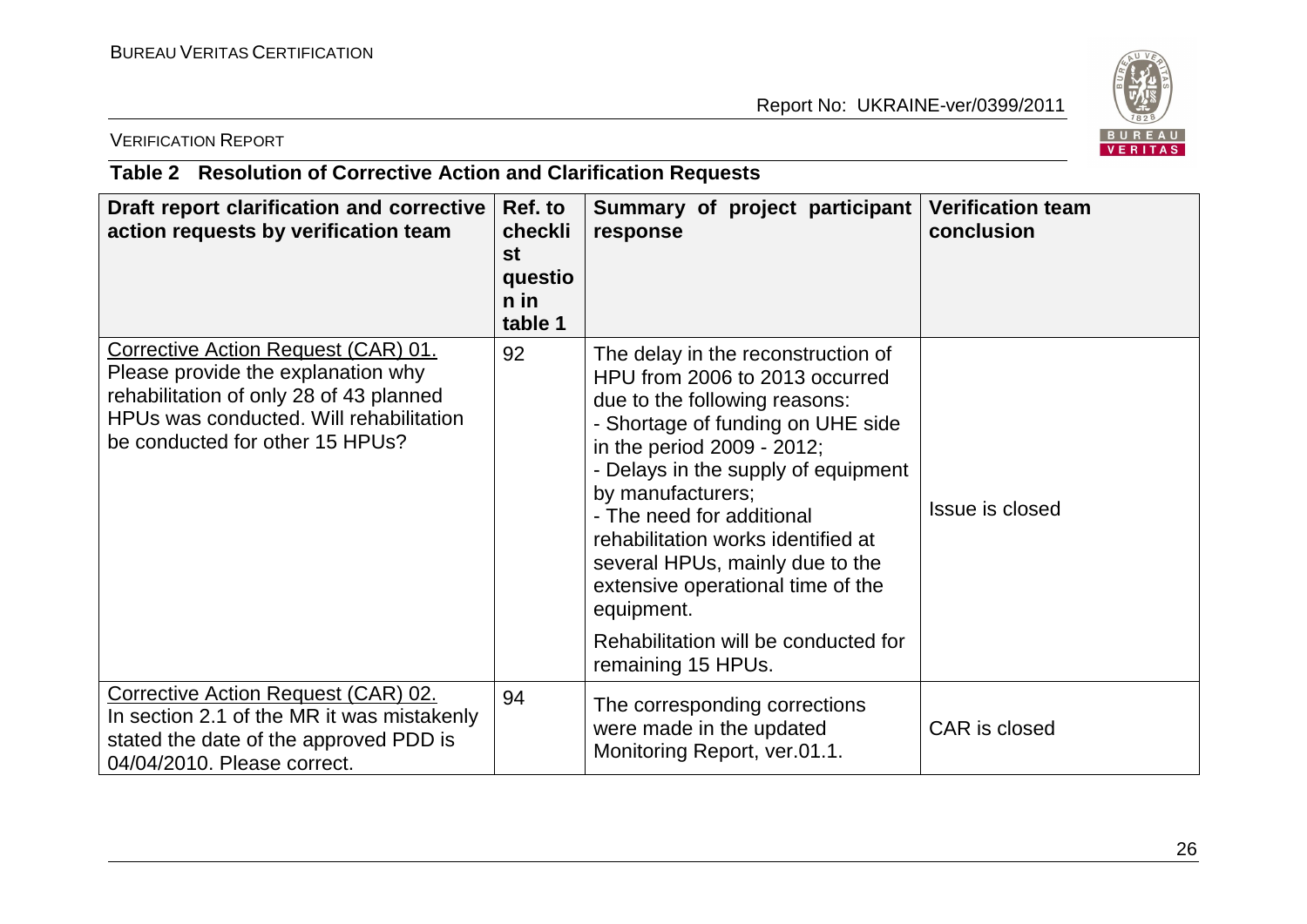VERIFICATION REPORT

**Table 2 Resolution of Corrective Action and Clarification Requests**

| Draft report clarification and corrective action requests by verification team | Ref. to checklist question in table 1 | Summary of project participant response | Verification team conclusion |
|---|---|---|---|
| Corrective Action Request (CAR) 01. Please provide the explanation why rehabilitation of only 28 of 43 planned HPUs was conducted. Will rehabilitation be conducted for other 15 HPUs? | 92 | The delay in the reconstruction of HPU from 2006 to 2013 occurred due to the following reasons: - Shortage of funding on UHE side in the period 2009 - 2012; - Delays in the supply of equipment by manufacturers; - The need for additional rehabilitation works identified at several HPUs, mainly due to the extensive operational time of the equipment. Rehabilitation will be conducted for remaining 15 HPUs. | Issue is closed |
| Corrective Action Request (CAR) 02. In section 2.1 of the MR it was mistakenly stated the date of the approved PDD is 04/04/2010. Please correct. | 94 | The corresponding corrections were made in the updated Monitoring Report, ver.01.1. | CAR is closed |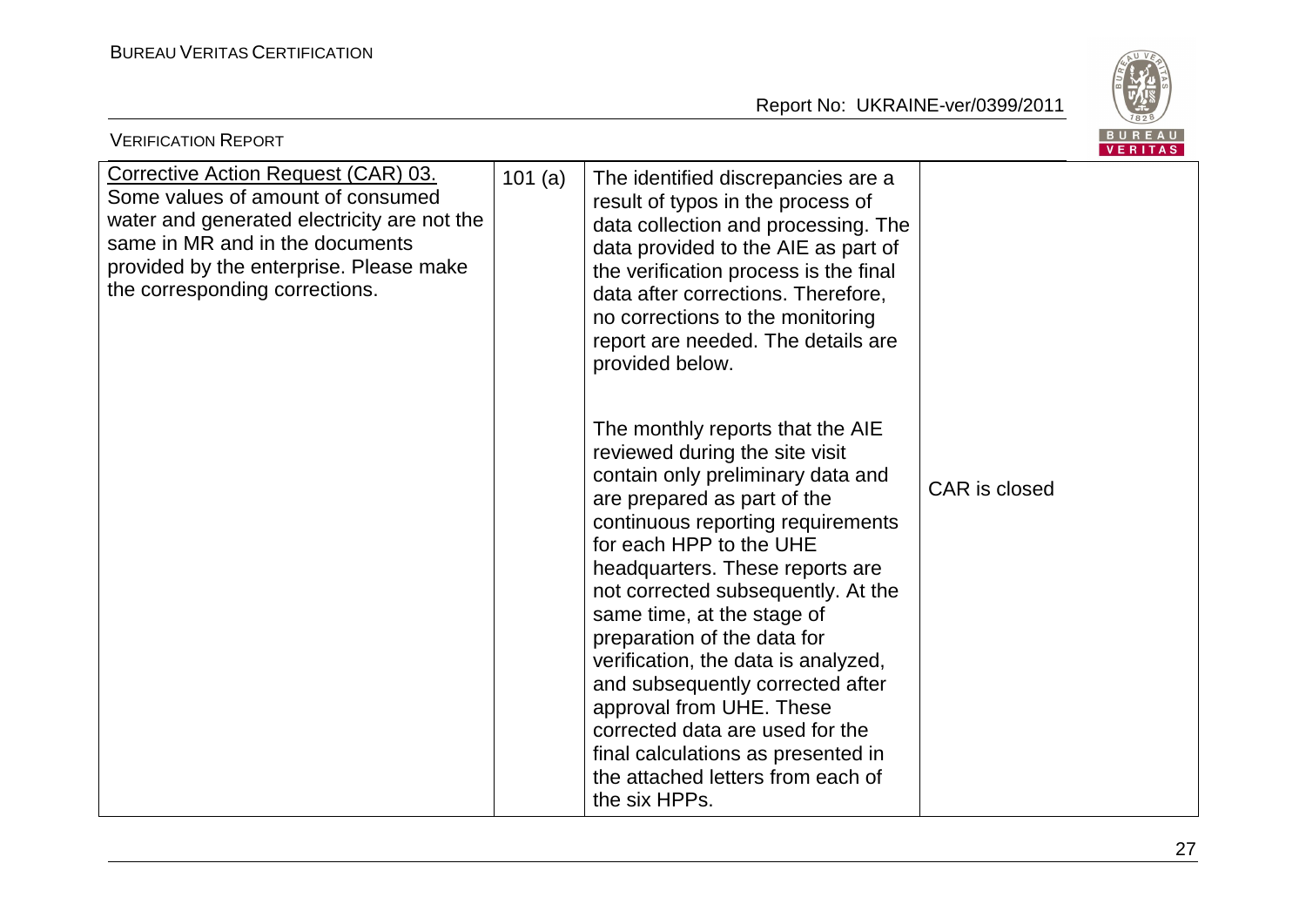| Corrective Action Request (CAR) 03. Some values of amount of consumed water and generated electricity are not the same in MR and in the documents provided by the enterprise. Please make the corresponding corrections. | 101 (a) | The identified discrepancies are a result of typos in the process of data collection and processing. The data provided to the AIE as part of the verification process is the final data after corrections. Therefore, no corrections to the monitoring report are needed. The details are provided below.<br><br>The monthly reports that the AIE reviewed during the site visit contain only preliminary data and are prepared as part of the continuous reporting requirements for each HPP to the UHE headquarters. These reports are not corrected subsequently. At the same time, at the stage of preparation of the data for verification, the data is analyzed, and subsequently corrected after approval from UHE. These corrected data are used for the final calculations as presented in the attached letters from each of the six HPPs. | CAR is closed |
|---|---|---|---|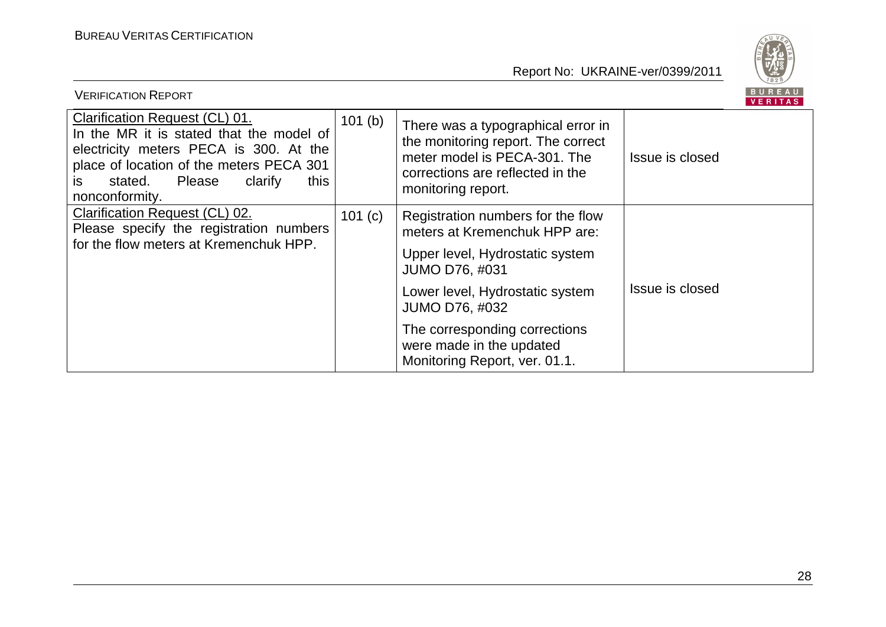| | | | |
|---|---|---|---|
| Clarification Request (CL) 01. In the MR it is stated that the model of electricity meters PECA is 300. At the place of location of the meters PECA 301 is stated. Please clarify this nonconformity. | 101 (b) | There was a typographical error in the monitoring report. The correct meter model is PECA-301. The corrections are reflected in the monitoring report. | Issue is closed |
| Clarification Request (CL) 02. Please specify the registration numbers for the flow meters at Kremenchuk HPP. | 101 (c) | Registration numbers for the flow meters at Kremenchuk HPP are:<br><br>Upper level, Hydrostatic system JUMO D76, #031<br><br>Lower level, Hydrostatic system JUMO D76, #032<br><br>The corresponding corrections were made in the updated Monitoring Report, ver. 01.1. | Issue is closed |